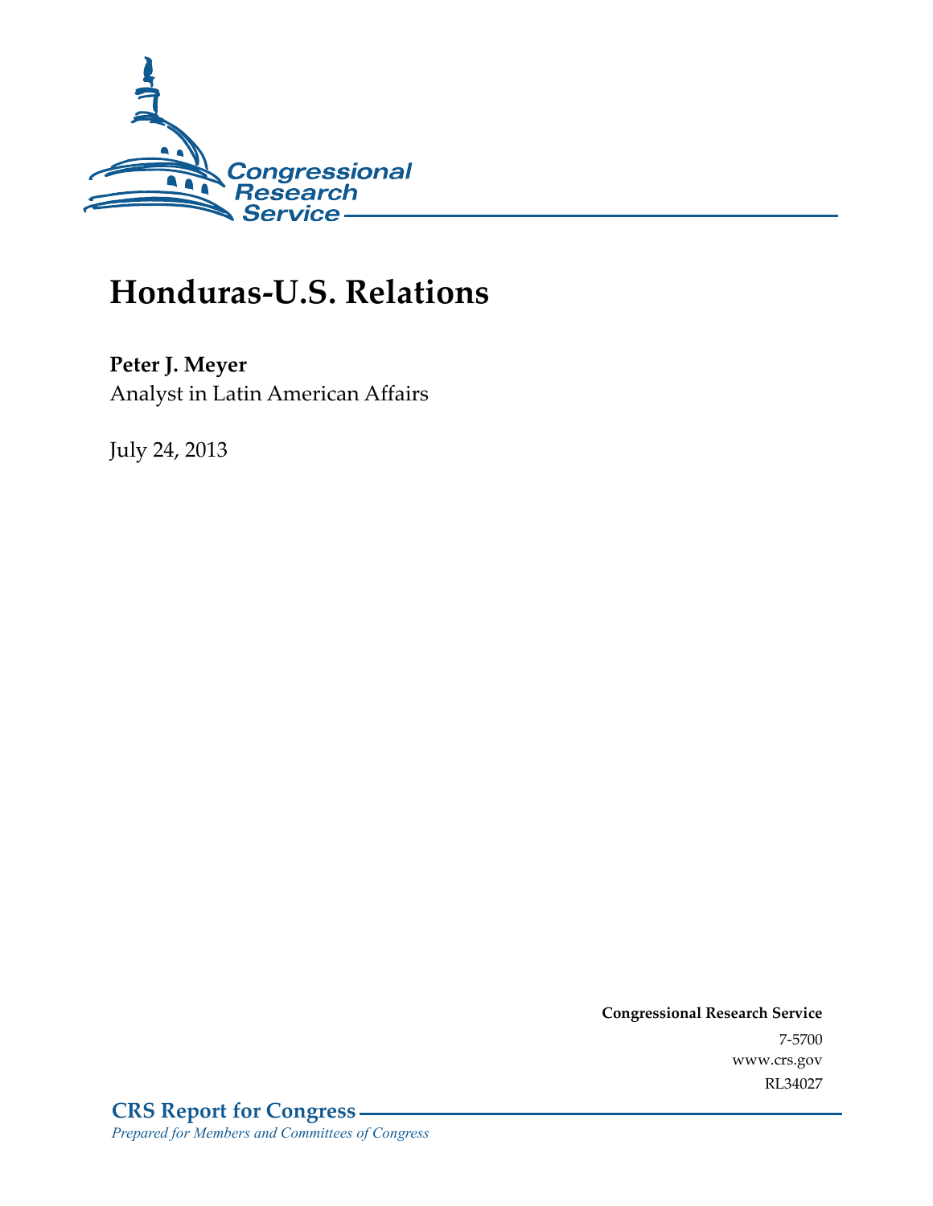Congressional Research Service

# Honduras-U.S. Relations

**Peter J. Meyer**
Analyst in Latin American Affairs

July 24, 2013

**Congressional Research Service**
7-5700
www.crs.gov
RL34027

**CRS Report for Congress**
*Prepared for Members and Committees of Congress*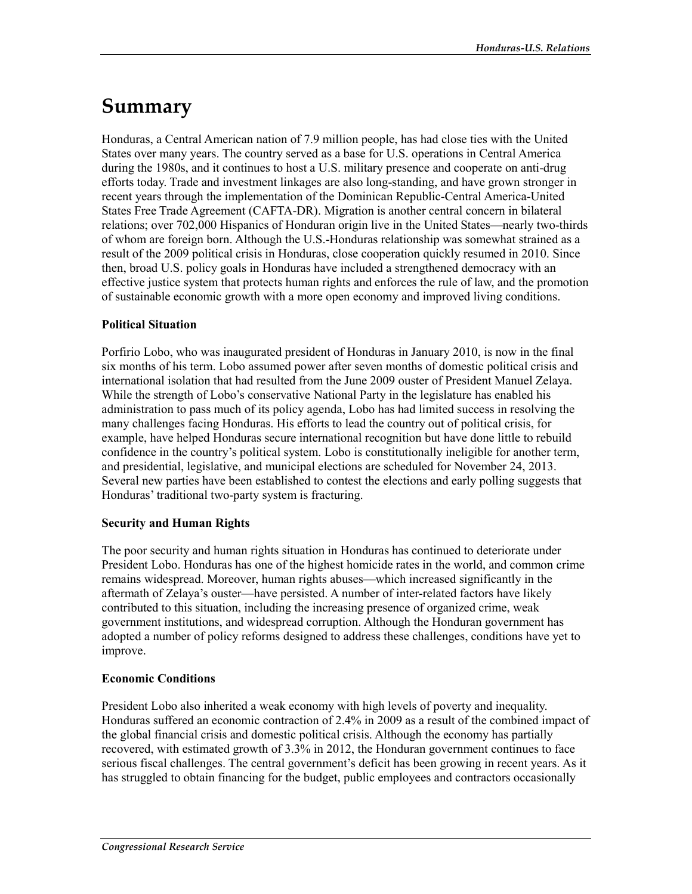# Summary

Honduras, a Central American nation of 7.9 million people, has had close ties with the United States over many years. The country served as a base for U.S. operations in Central America during the 1980s, and it continues to host a U.S. military presence and cooperate on anti-drug efforts today. Trade and investment linkages are also long-standing, and have grown stronger in recent years through the implementation of the Dominican Republic-Central America-United States Free Trade Agreement (CAFTA-DR). Migration is another central concern in bilateral relations; over 702,000 Hispanics of Honduran origin live in the United States—nearly two-thirds of whom are foreign born. Although the U.S.-Honduras relationship was somewhat strained as a result of the 2009 political crisis in Honduras, close cooperation quickly resumed in 2010. Since then, broad U.S. policy goals in Honduras have included a strengthened democracy with an effective justice system that protects human rights and enforces the rule of law, and the promotion of sustainable economic growth with a more open economy and improved living conditions.

**Political Situation**

Porfirio Lobo, who was inaugurated president of Honduras in January 2010, is now in the final six months of his term. Lobo assumed power after seven months of domestic political crisis and international isolation that had resulted from the June 2009 ouster of President Manuel Zelaya. While the strength of Lobo's conservative National Party in the legislature has enabled his administration to pass much of its policy agenda, Lobo has had limited success in resolving the many challenges facing Honduras. His efforts to lead the country out of political crisis, for example, have helped Honduras secure international recognition but have done little to rebuild confidence in the country's political system. Lobo is constitutionally ineligible for another term, and presidential, legislative, and municipal elections are scheduled for November 24, 2013. Several new parties have been established to contest the elections and early polling suggests that Honduras' traditional two-party system is fracturing.

**Security and Human Rights**

The poor security and human rights situation in Honduras has continued to deteriorate under President Lobo. Honduras has one of the highest homicide rates in the world, and common crime remains widespread. Moreover, human rights abuses—which increased significantly in the aftermath of Zelaya's ouster—have persisted. A number of inter-related factors have likely contributed to this situation, including the increasing presence of organized crime, weak government institutions, and widespread corruption. Although the Honduran government has adopted a number of policy reforms designed to address these challenges, conditions have yet to improve.

**Economic Conditions**

President Lobo also inherited a weak economy with high levels of poverty and inequality. Honduras suffered an economic contraction of 2.4% in 2009 as a result of the combined impact of the global financial crisis and domestic political crisis. Although the economy has partially recovered, with estimated growth of 3.3% in 2012, the Honduran government continues to face serious fiscal challenges. The central government's deficit has been growing in recent years. As it has struggled to obtain financing for the budget, public employees and contractors occasionally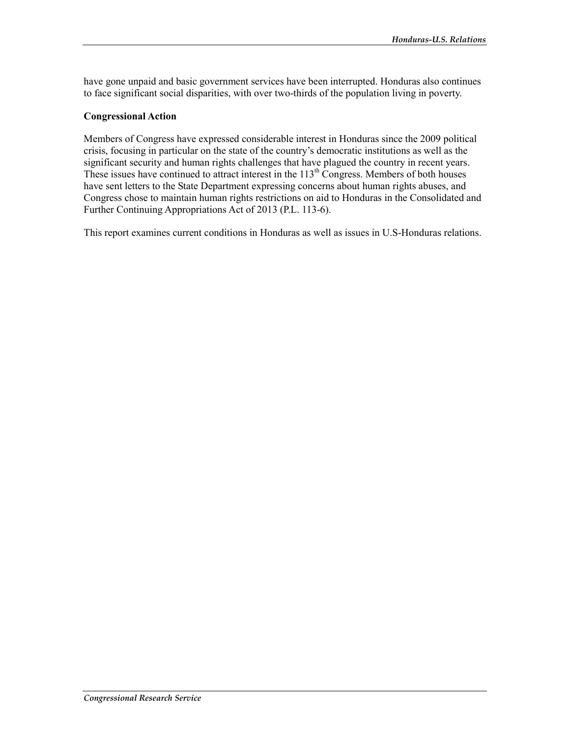have gone unpaid and basic government services have been interrupted. Honduras also continues to face significant social disparities, with over two-thirds of the population living in poverty.

**Congressional Action**

Members of Congress have expressed considerable interest in Honduras since the 2009 political crisis, focusing in particular on the state of the country's democratic institutions as well as the significant security and human rights challenges that have plagued the country in recent years. These issues have continued to attract interest in the 113th Congress. Members of both houses have sent letters to the State Department expressing concerns about human rights abuses, and Congress chose to maintain human rights restrictions on aid to Honduras in the Consolidated and Further Continuing Appropriations Act of 2013 (P.L. 113-6).

This report examines current conditions in Honduras as well as issues in U.S-Honduras relations.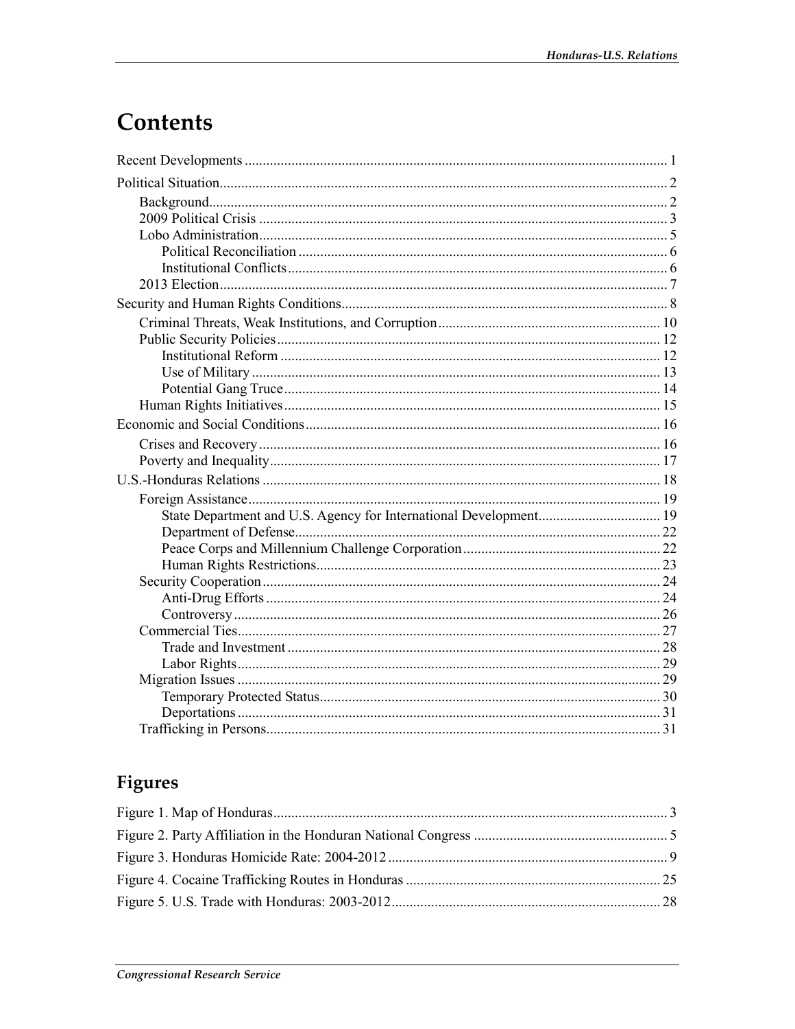# Contents

Recent Developments ..................................................................................................................... 1

Political Situation............................................................................................................................ 2

Background.............................................................................................................................. 2

2009 Political Crisis ................................................................................................................. 3

Lobo Administration................................................................................................................. 5

Political Reconciliation ...................................................................................................... 6

Institutional Conflicts......................................................................................................... 6

2013 Election............................................................................................................................ 7

Security and Human Rights Conditions........................................................................................... 8

Criminal Threats, Weak Institutions, and Corruption............................................................. 10

Public Security Policies.......................................................................................................... 12

Institutional Reform ......................................................................................................... 12

Use of Military ................................................................................................................. 13

Potential Gang Truce........................................................................................................ 14

Human Rights Initiatives........................................................................................................ 15

Economic and Social Conditions.................................................................................................. 16

Crises and Recovery ............................................................................................................... 16

Poverty and Inequality............................................................................................................ 17

U.S.-Honduras Relations .............................................................................................................. 18

Foreign Assistance.................................................................................................................. 19

State Department and U.S. Agency for International Development.................................. 19

Department of Defense..................................................................................................... 22

Peace Corps and Millennium Challenge Corporation....................................................... 22

Human Rights Restrictions............................................................................................... 23

Security Cooperation.............................................................................................................. 24

Anti-Drug Efforts ............................................................................................................. 24

Controversy...................................................................................................................... 26

Commercial Ties..................................................................................................................... 27

Trade and Investment ....................................................................................................... 28

Labor Rights..................................................................................................................... 29

Migration Issues ..................................................................................................................... 29

Temporary Protected Status.............................................................................................. 30

Deportations ..................................................................................................................... 31

Trafficking in Persons............................................................................................................ 31

# Figures

Figure 1. Map of Honduras............................................................................................................. 3

Figure 2. Party Affiliation in the Honduran National Congress ...................................................... 5

Figure 3. Honduras Homicide Rate: 2004-2012............................................................................. 9

Figure 4. Cocaine Trafficking Routes in Honduras ....................................................................... 25

Figure 5. U.S. Trade with Honduras: 2003-2012........................................................................... 28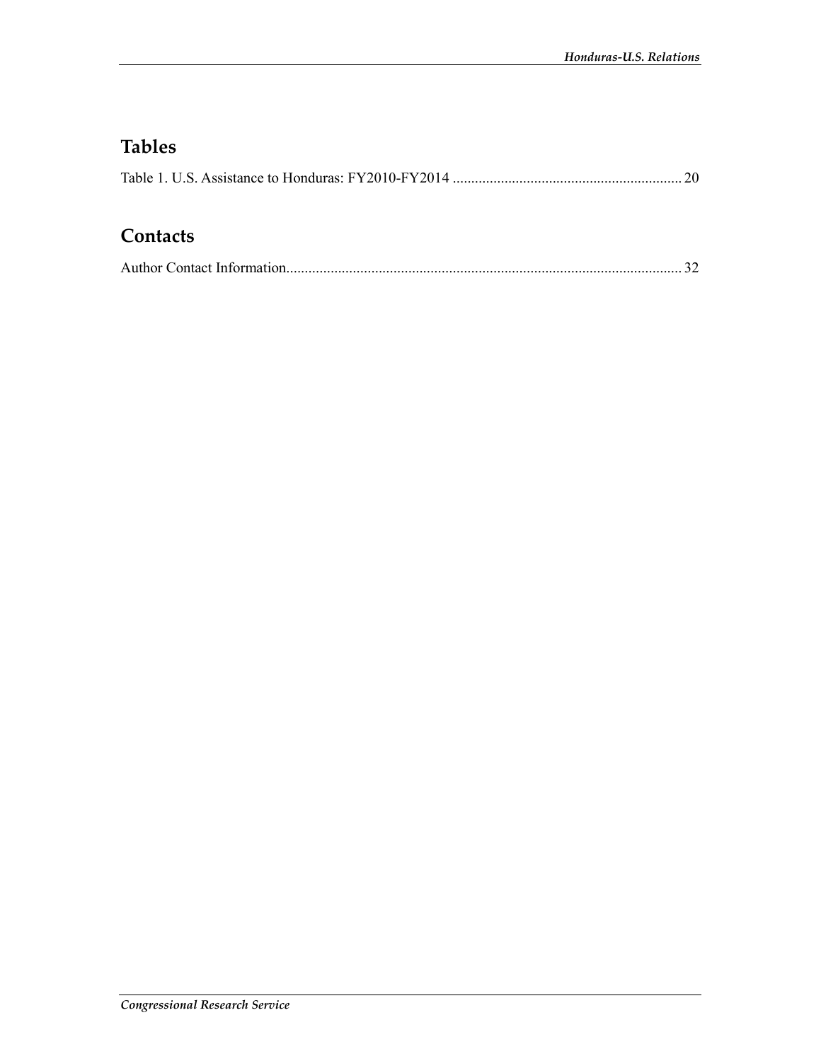## Tables

Table 1. U.S. Assistance to Honduras: FY2010-FY2014 .............................................................. 20

## Contacts

Author Contact Information........................................................................................................... 32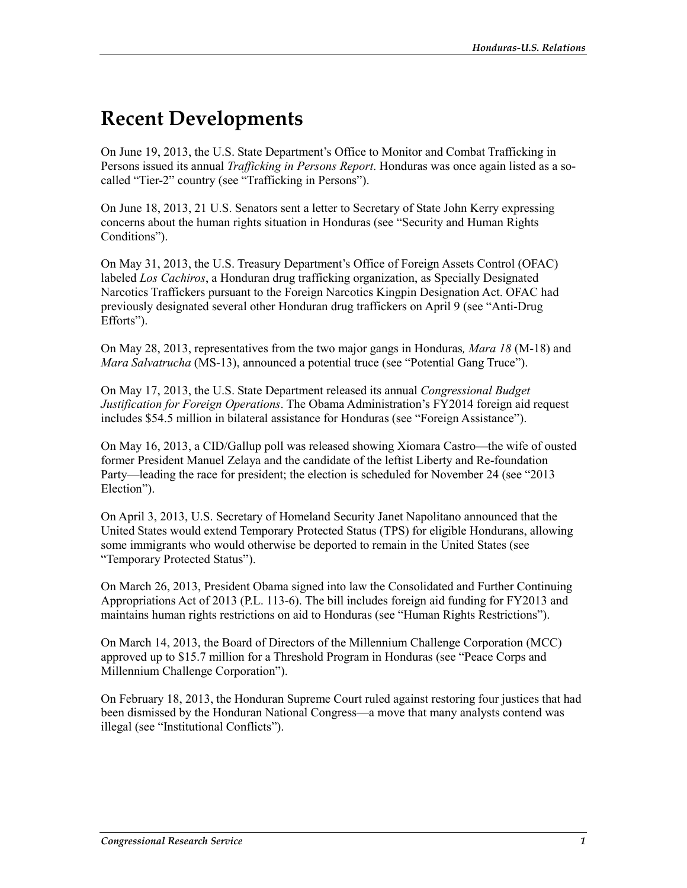# Recent Developments

On June 19, 2013, the U.S. State Department's Office to Monitor and Combat Trafficking in Persons issued its annual *Trafficking in Persons Report*. Honduras was once again listed as a so-called "Tier-2" country (see "Trafficking in Persons").

On June 18, 2013, 21 U.S. Senators sent a letter to Secretary of State John Kerry expressing concerns about the human rights situation in Honduras (see "Security and Human Rights Conditions").

On May 31, 2013, the U.S. Treasury Department's Office of Foreign Assets Control (OFAC) labeled *Los Cachiros*, a Honduran drug trafficking organization, as Specially Designated Narcotics Traffickers pursuant to the Foreign Narcotics Kingpin Designation Act. OFAC had previously designated several other Honduran drug traffickers on April 9 (see "Anti-Drug Efforts").

On May 28, 2013, representatives from the two major gangs in Honduras*, Mara 18* (M-18) and *Mara Salvatrucha* (MS-13), announced a potential truce (see "Potential Gang Truce").

On May 17, 2013, the U.S. State Department released its annual *Congressional Budget Justification for Foreign Operations*. The Obama Administration's FY2014 foreign aid request includes $54.5 million in bilateral assistance for Honduras (see "Foreign Assistance").

On May 16, 2013, a CID/Gallup poll was released showing Xiomara Castro—the wife of ousted former President Manuel Zelaya and the candidate of the leftist Liberty and Re-foundation Party—leading the race for president; the election is scheduled for November 24 (see "2013 Election").

On April 3, 2013, U.S. Secretary of Homeland Security Janet Napolitano announced that the United States would extend Temporary Protected Status (TPS) for eligible Hondurans, allowing some immigrants who would otherwise be deported to remain in the United States (see "Temporary Protected Status").

On March 26, 2013, President Obama signed into law the Consolidated and Further Continuing Appropriations Act of 2013 (P.L. 113-6). The bill includes foreign aid funding for FY2013 and maintains human rights restrictions on aid to Honduras (see "Human Rights Restrictions").

On March 14, 2013, the Board of Directors of the Millennium Challenge Corporation (MCC) approved up to $15.7 million for a Threshold Program in Honduras (see "Peace Corps and Millennium Challenge Corporation").

On February 18, 2013, the Honduran Supreme Court ruled against restoring four justices that had been dismissed by the Honduran National Congress—a move that many analysts contend was illegal (see "Institutional Conflicts").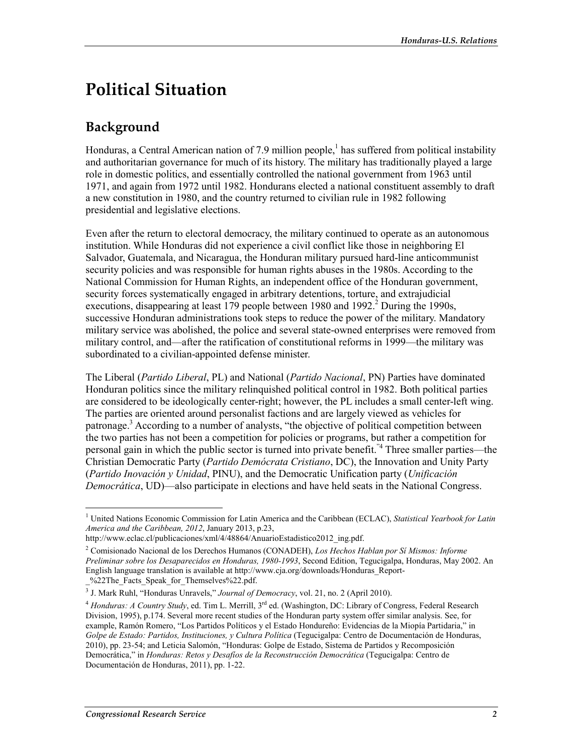# Political Situation

## Background

Honduras, a Central American nation of 7.9 million people,[1] has suffered from political instability and authoritarian governance for much of its history. The military has traditionally played a large role in domestic politics, and essentially controlled the national government from 1963 until 1971, and again from 1972 until 1982. Hondurans elected a national constituent assembly to draft a new constitution in 1980, and the country returned to civilian rule in 1982 following presidential and legislative elections.

Even after the return to electoral democracy, the military continued to operate as an autonomous institution. While Honduras did not experience a civil conflict like those in neighboring El Salvador, Guatemala, and Nicaragua, the Honduran military pursued hard-line anticommunist security policies and was responsible for human rights abuses in the 1980s. According to the National Commission for Human Rights, an independent office of the Honduran government, security forces systematically engaged in arbitrary detentions, torture, and extrajudicial executions, disappearing at least 179 people between 1980 and 1992.[2] During the 1990s, successive Honduran administrations took steps to reduce the power of the military. Mandatory military service was abolished, the police and several state-owned enterprises were removed from military control, and—after the ratification of constitutional reforms in 1999—the military was subordinated to a civilian-appointed defense minister.

The Liberal (*Partido Liberal*, PL) and National (*Partido Nacional*, PN) Parties have dominated Honduran politics since the military relinquished political control in 1982. Both political parties are considered to be ideologically center-right; however, the PL includes a small center-left wing. The parties are oriented around personalist factions and are largely viewed as vehicles for patronage.[3] According to a number of analysts, "the objective of political competition between the two parties has not been a competition for policies or programs, but rather a competition for personal gain in which the public sector is turned into private benefit."[4] Three smaller parties—the Christian Democratic Party (*Partido Demócrata Cristiano*, DC), the Innovation and Unity Party (*Partido Inovación y Unidad*, PINU), and the Democratic Unification party (*Unificación Democrática*, UD)—also participate in elections and have held seats in the National Congress.

---

[1] United Nations Economic Commission for Latin America and the Caribbean (ECLAC), *Statistical Yearbook for Latin America and the Caribbean, 2012*, January 2013, p.23, http://www.eclac.cl/publicaciones/xml/4/48864/AnuarioEstadistico2012_ing.pdf.

[2] Comisionado Nacional de los Derechos Humanos (CONADEH), *Los Hechos Hablan por Sí Mismos: Informe Preliminar sobre los Desaparecidos en Honduras, 1980-1993*, Second Edition, Tegucigalpa, Honduras, May 2002. An English language translation is available at http://www.cja.org/downloads/Honduras_Report-_%22The_Facts_Speak_for_Themselves%22.pdf.

[3] J. Mark Ruhl, "Honduras Unravels," *Journal of Democracy*, vol. 21, no. 2 (April 2010).

[4] *Honduras: A Country Study*, ed. Tim L. Merrill, 3rd ed. (Washington, DC: Library of Congress, Federal Research Division, 1995), p.174. Several more recent studies of the Honduran party system offer similar analysis. See, for example, Ramón Romero, "Los Partidos Políticos y el Estado Hondureño: Evidencias de la Miopía Partidaria," in *Golpe de Estado: Partidos, Instituciones, y Cultura Política* (Tegucigalpa: Centro de Documentación de Honduras, 2010), pp. 23-54; and Leticia Salomón, "Honduras: Golpe de Estado, Sistema de Partidos y Recomposición Democrática," in *Honduras: Retos y Desafíos de la Reconstrucción Democrática* (Tegucigalpa: Centro de Documentación de Honduras, 2011), pp. 1-22.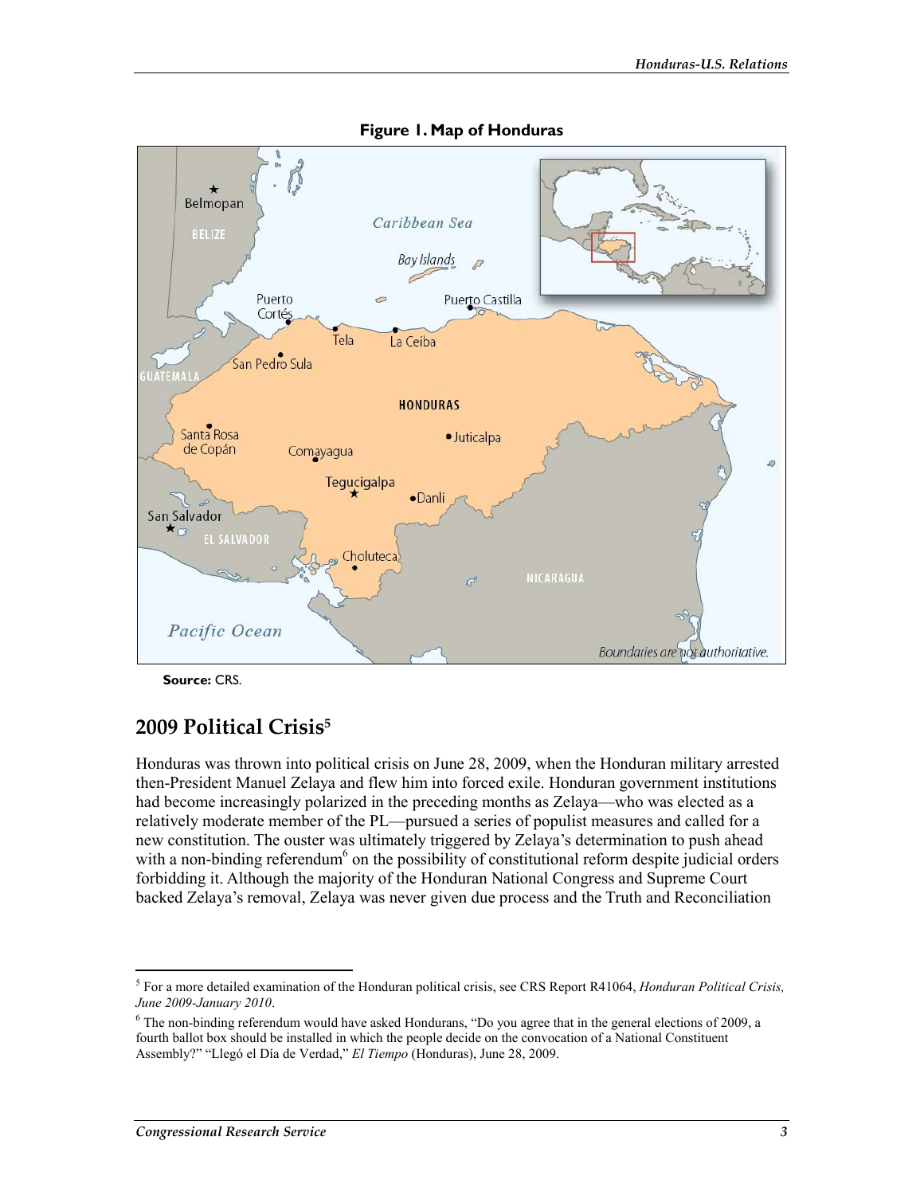**Figure 1. Map of Honduras**

**Source:** CRS.

## 2009 Political Crisis[5]

Honduras was thrown into political crisis on June 28, 2009, when the Honduran military arrested then-President Manuel Zelaya and flew him into forced exile. Honduran government institutions had become increasingly polarized in the preceding months as Zelaya—who was elected as a relatively moderate member of the PL—pursued a series of populist measures and called for a new constitution. The ouster was ultimately triggered by Zelaya's determination to push ahead with a non-binding referendum[6] on the possibility of constitutional reform despite judicial orders forbidding it. Although the majority of the Honduran National Congress and Supreme Court backed Zelaya's removal, Zelaya was never given due process and the Truth and Reconciliation

---

[5] For a more detailed examination of the Honduran political crisis, see CRS Report R41064, *Honduran Political Crisis, June 2009-January 2010*.

[6] The non-binding referendum would have asked Hondurans, "Do you agree that in the general elections of 2009, a fourth ballot box should be installed in which the people decide on the convocation of a National Constituent Assembly?" "Llegó el Día de Verdad," *El Tiempo* (Honduras), June 28, 2009.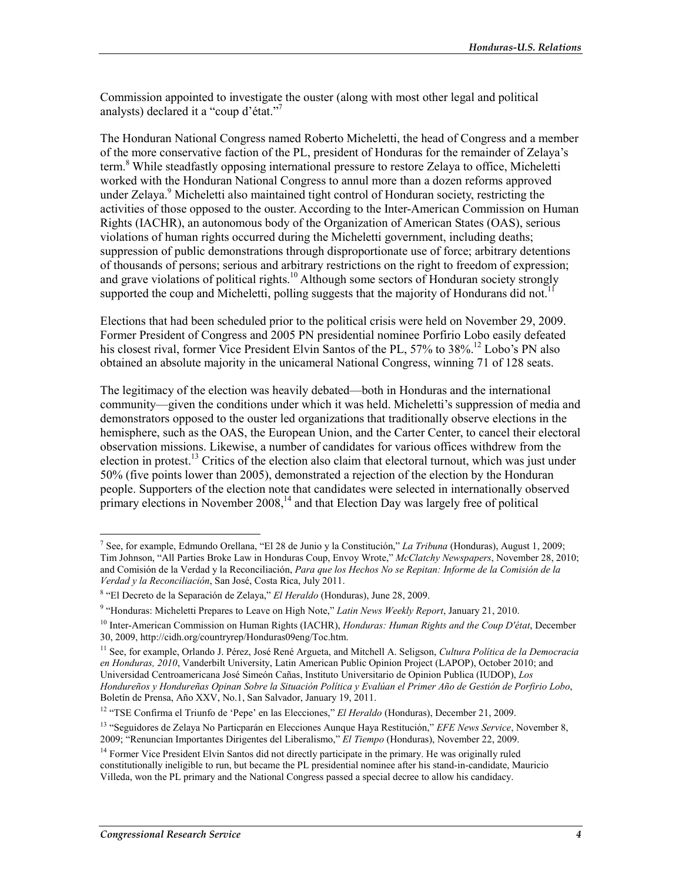Commission appointed to investigate the ouster (along with most other legal and political analysts) declared it a "coup d'état."[7]

The Honduran National Congress named Roberto Micheletti, the head of Congress and a member of the more conservative faction of the PL, president of Honduras for the remainder of Zelaya's term.[8] While steadfastly opposing international pressure to restore Zelaya to office, Micheletti worked with the Honduran National Congress to annul more than a dozen reforms approved under Zelaya.[9] Micheletti also maintained tight control of Honduran society, restricting the activities of those opposed to the ouster. According to the Inter-American Commission on Human Rights (IACHR), an autonomous body of the Organization of American States (OAS), serious violations of human rights occurred during the Micheletti government, including deaths; suppression of public demonstrations through disproportionate use of force; arbitrary detentions of thousands of persons; serious and arbitrary restrictions on the right to freedom of expression; and grave violations of political rights.[10] Although some sectors of Honduran society strongly supported the coup and Micheletti, polling suggests that the majority of Hondurans did not.[11]

Elections that had been scheduled prior to the political crisis were held on November 29, 2009. Former President of Congress and 2005 PN presidential nominee Porfirio Lobo easily defeated his closest rival, former Vice President Elvin Santos of the PL, 57% to 38%.[12] Lobo's PN also obtained an absolute majority in the unicameral National Congress, winning 71 of 128 seats.

The legitimacy of the election was heavily debated—both in Honduras and the international community—given the conditions under which it was held. Micheletti's suppression of media and demonstrators opposed to the ouster led organizations that traditionally observe elections in the hemisphere, such as the OAS, the European Union, and the Carter Center, to cancel their electoral observation missions. Likewise, a number of candidates for various offices withdrew from the election in protest.[13] Critics of the election also claim that electoral turnout, which was just under 50% (five points lower than 2005), demonstrated a rejection of the election by the Honduran people. Supporters of the election note that candidates were selected in internationally observed primary elections in November 2008,[14] and that Election Day was largely free of political

---

[7] See, for example, Edmundo Orellana, "El 28 de Junio y la Constitución," *La Tribuna* (Honduras), August 1, 2009; Tim Johnson, "All Parties Broke Law in Honduras Coup, Envoy Wrote," *McClatchy Newspapers*, November 28, 2010; and Comisión de la Verdad y la Reconciliación, *Para que los Hechos No se Repitan: Informe de la Comisión de la Verdad y la Reconciliación*, San José, Costa Rica, July 2011.

[8] "El Decreto de la Separación de Zelaya," *El Heraldo* (Honduras), June 28, 2009.

[9] "Honduras: Micheletti Prepares to Leave on High Note," *Latin News Weekly Report*, January 21, 2010.

[10] Inter-American Commission on Human Rights (IACHR), *Honduras: Human Rights and the Coup D'état*, December 30, 2009, http://cidh.org/countryrep/Honduras09eng/Toc.htm.

[11] See, for example, Orlando J. Pérez, José René Argueta, and Mitchell A. Seligson, *Cultura Política de la Democracia en Honduras, 2010*, Vanderbilt University, Latin American Public Opinion Project (LAPOP), October 2010; and Universidad Centroamericana José Simeón Cañas, Instituto Universitario de Opinion Publica (IUDOP), *Los Hondureños y Hondureñas Opinan Sobre la Situación Política y Evalúan el Primer Año de Gestión de Porfirio Lobo*, Boletín de Prensa, Año XXV, No.1, San Salvador, January 19, 2011.

[12] "TSE Confirma el Triunfo de 'Pepe' en las Elecciones," *El Heraldo* (Honduras), December 21, 2009.

[13] "Seguidores de Zelaya No Particparán en Elecciones Aunque Haya Restitución," *EFE News Service*, November 8, 2009; "Renuncian Importantes Dirigentes del Liberalismo," *El Tiempo* (Honduras), November 22, 2009.

[14] Former Vice President Elvin Santos did not directly participate in the primary. He was originally ruled constitutionally ineligible to run, but became the PL presidential nominee after his stand-in-candidate, Mauricio Villeda, won the PL primary and the National Congress passed a special decree to allow his candidacy.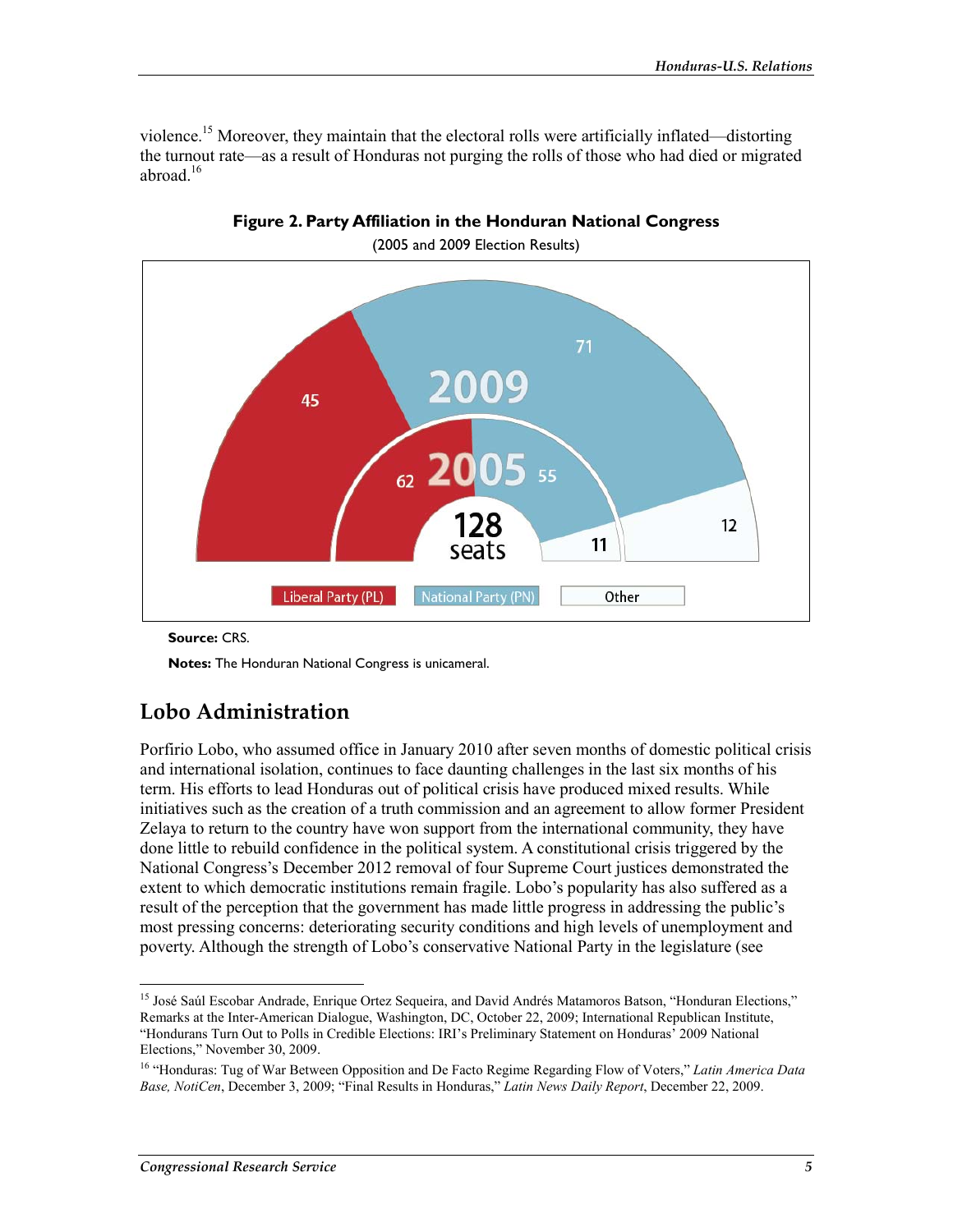violence.[15] Moreover, they maintain that the electoral rolls were artificially inflated—distorting the turnout rate—as a result of Honduras not purging the rolls of those who had died or migrated abroad.[16]

**Figure 2. Party Affiliation in the Honduran National Congress**

(2005 and 2009 Election Results)

| | Liberal Party (PL) | National Party (PN) | Other |
|---|---|---|---|
| 2009 | 45 | 71 | 12 |
| 2005 | 62 | 55 | 11 |

128 seats

**Source:** CRS.

**Notes:** The Honduran National Congress is unicameral.

## Lobo Administration

Porfirio Lobo, who assumed office in January 2010 after seven months of domestic political crisis and international isolation, continues to face daunting challenges in the last six months of his term. His efforts to lead Honduras out of political crisis have produced mixed results. While initiatives such as the creation of a truth commission and an agreement to allow former President Zelaya to return to the country have won support from the international community, they have done little to rebuild confidence in the political system. A constitutional crisis triggered by the National Congress's December 2012 removal of four Supreme Court justices demonstrated the extent to which democratic institutions remain fragile. Lobo's popularity has also suffered as a result of the perception that the government has made little progress in addressing the public's most pressing concerns: deteriorating security conditions and high levels of unemployment and poverty. Although the strength of Lobo's conservative National Party in the legislature (see

---

[15] José Saúl Escobar Andrade, Enrique Ortez Sequeira, and David Andrés Matamoros Batson, "Honduran Elections," Remarks at the Inter-American Dialogue, Washington, DC, October 22, 2009; International Republican Institute, "Hondurans Turn Out to Polls in Credible Elections: IRI's Preliminary Statement on Honduras' 2009 National Elections," November 30, 2009.

[16] "Honduras: Tug of War Between Opposition and De Facto Regime Regarding Flow of Voters," *Latin America Data Base, NotiCen*, December 3, 2009; "Final Results in Honduras," *Latin News Daily Report*, December 22, 2009.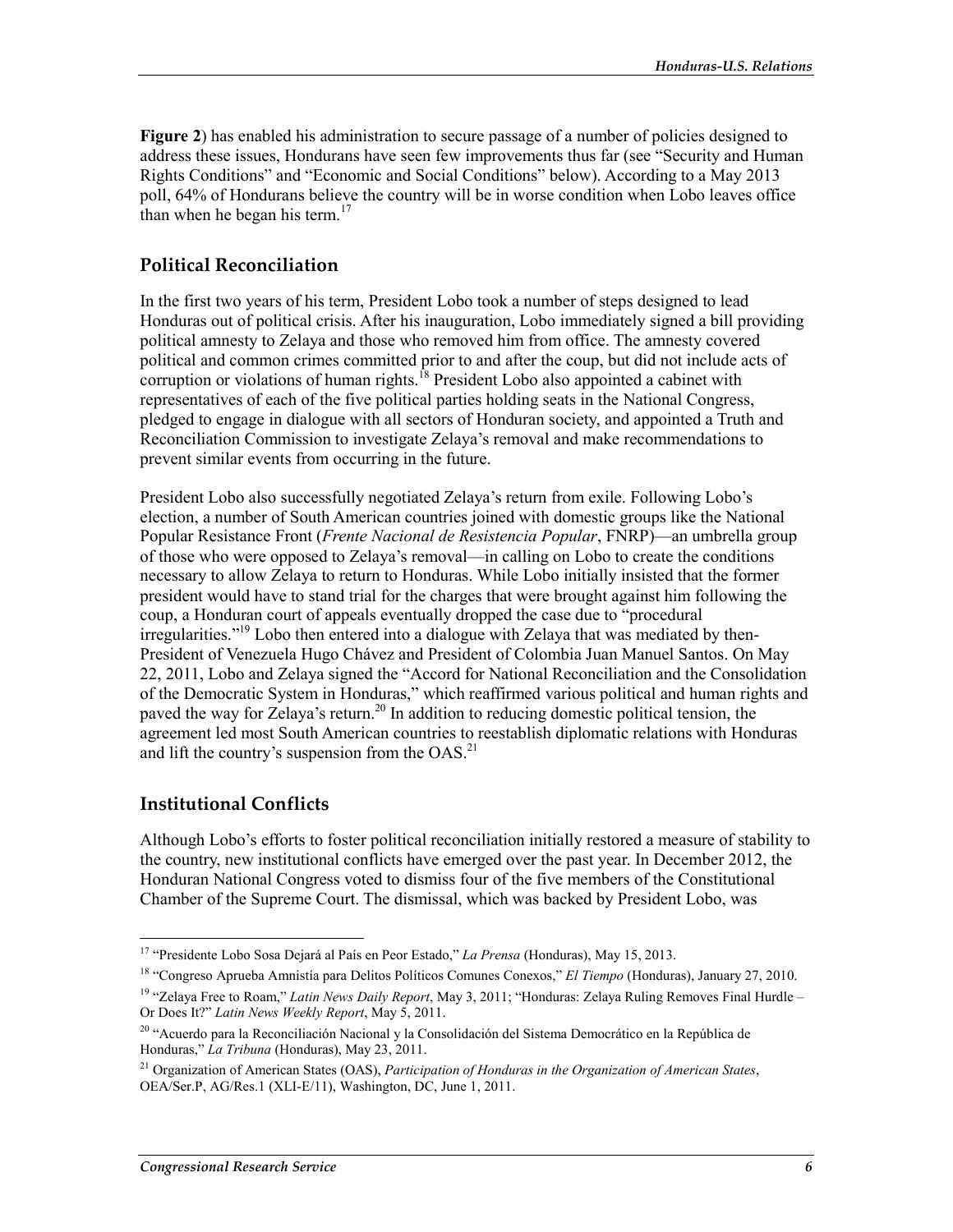**Figure 2**) has enabled his administration to secure passage of a number of policies designed to address these issues, Hondurans have seen few improvements thus far (see "Security and Human Rights Conditions" and "Economic and Social Conditions" below). According to a May 2013 poll, 64% of Hondurans believe the country will be in worse condition when Lobo leaves office than when he began his term.[17]

## Political Reconciliation

In the first two years of his term, President Lobo took a number of steps designed to lead Honduras out of political crisis. After his inauguration, Lobo immediately signed a bill providing political amnesty to Zelaya and those who removed him from office. The amnesty covered political and common crimes committed prior to and after the coup, but did not include acts of corruption or violations of human rights.[18] President Lobo also appointed a cabinet with representatives of each of the five political parties holding seats in the National Congress, pledged to engage in dialogue with all sectors of Honduran society, and appointed a Truth and Reconciliation Commission to investigate Zelaya's removal and make recommendations to prevent similar events from occurring in the future.

President Lobo also successfully negotiated Zelaya's return from exile. Following Lobo's election, a number of South American countries joined with domestic groups like the National Popular Resistance Front (*Frente Nacional de Resistencia Popular*, FNRP)—an umbrella group of those who were opposed to Zelaya's removal—in calling on Lobo to create the conditions necessary to allow Zelaya to return to Honduras. While Lobo initially insisted that the former president would have to stand trial for the charges that were brought against him following the coup, a Honduran court of appeals eventually dropped the case due to "procedural irregularities."[19] Lobo then entered into a dialogue with Zelaya that was mediated by then-President of Venezuela Hugo Chávez and President of Colombia Juan Manuel Santos. On May 22, 2011, Lobo and Zelaya signed the "Accord for National Reconciliation and the Consolidation of the Democratic System in Honduras," which reaffirmed various political and human rights and paved the way for Zelaya's return.[20] In addition to reducing domestic political tension, the agreement led most South American countries to reestablish diplomatic relations with Honduras and lift the country's suspension from the OAS.[21]

## Institutional Conflicts

Although Lobo's efforts to foster political reconciliation initially restored a measure of stability to the country, new institutional conflicts have emerged over the past year. In December 2012, the Honduran National Congress voted to dismiss four of the five members of the Constitutional Chamber of the Supreme Court. The dismissal, which was backed by President Lobo, was

---

[17] "Presidente Lobo Sosa Dejará al País en Peor Estado," *La Prensa* (Honduras), May 15, 2013.

[18] "Congreso Aprueba Amnistía para Delitos Políticos Comunes Conexos," *El Tiempo* (Honduras), January 27, 2010.

[19] "Zelaya Free to Roam," *Latin News Daily Report*, May 3, 2011; "Honduras: Zelaya Ruling Removes Final Hurdle – Or Does It?" *Latin News Weekly Report*, May 5, 2011.

[20] "Acuerdo para la Reconciliación Nacional y la Consolidación del Sistema Democrático en la República de Honduras," *La Tribuna* (Honduras), May 23, 2011.

[21] Organization of American States (OAS), *Participation of Honduras in the Organization of American States*, OEA/Ser.P, AG/Res.1 (XLI-E/11), Washington, DC, June 1, 2011.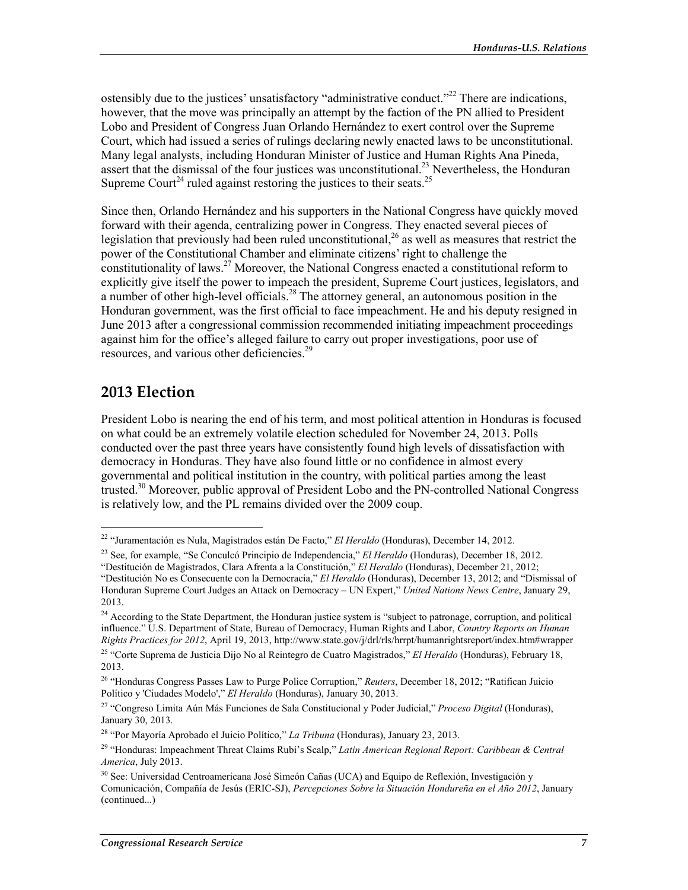ostensibly due to the justices' unsatisfactory "administrative conduct."[22] There are indications, however, that the move was principally an attempt by the faction of the PN allied to President Lobo and President of Congress Juan Orlando Hernández to exert control over the Supreme Court, which had issued a series of rulings declaring newly enacted laws to be unconstitutional. Many legal analysts, including Honduran Minister of Justice and Human Rights Ana Pineda, assert that the dismissal of the four justices was unconstitutional.[23] Nevertheless, the Honduran Supreme Court[24] ruled against restoring the justices to their seats.[25]

Since then, Orlando Hernández and his supporters in the National Congress have quickly moved forward with their agenda, centralizing power in Congress. They enacted several pieces of legislation that previously had been ruled unconstitutional,[26] as well as measures that restrict the power of the Constitutional Chamber and eliminate citizens' right to challenge the constitutionality of laws.[27] Moreover, the National Congress enacted a constitutional reform to explicitly give itself the power to impeach the president, Supreme Court justices, legislators, and a number of other high-level officials.[28] The attorney general, an autonomous position in the Honduran government, was the first official to face impeachment. He and his deputy resigned in June 2013 after a congressional commission recommended initiating impeachment proceedings against him for the office's alleged failure to carry out proper investigations, poor use of resources, and various other deficiencies.[29]

## 2013 Election

President Lobo is nearing the end of his term, and most political attention in Honduras is focused on what could be an extremely volatile election scheduled for November 24, 2013. Polls conducted over the past three years have consistently found high levels of dissatisfaction with democracy in Honduras. They have also found little or no confidence in almost every governmental and political institution in the country, with political parties among the least trusted.[30] Moreover, public approval of President Lobo and the PN-controlled National Congress is relatively low, and the PL remains divided over the 2009 coup.

---

[22] "Juramentación es Nula, Magistrados están De Facto," *El Heraldo* (Honduras), December 14, 2012.

[23] See, for example, "Se Conculcó Principio de Independencia," *El Heraldo* (Honduras), December 18, 2012. "Destitución de Magistrados, Clara Afrenta a la Constitución," *El Heraldo* (Honduras), December 21, 2012; "Destitución No es Consecuente con la Democracia," *El Heraldo* (Honduras), December 13, 2012; and "Dismissal of Honduran Supreme Court Judges an Attack on Democracy – UN Expert," *United Nations News Centre*, January 29, 2013.

[24] According to the State Department, the Honduran justice system is "subject to patronage, corruption, and political influence." U.S. Department of State, Bureau of Democracy, Human Rights and Labor, *Country Reports on Human Rights Practices for 2012*, April 19, 2013, http://www.state.gov/j/drl/rls/hrrpt/humanrightsreport/index.htm#wrapper

[25] "Corte Suprema de Justicia Dijo No al Reintegro de Cuatro Magistrados," *El Heraldo* (Honduras), February 18, 2013.

[26] "Honduras Congress Passes Law to Purge Police Corruption," *Reuters*, December 18, 2012; "Ratifican Juicio Político y 'Ciudades Modelo'," *El Heraldo* (Honduras), January 30, 2013.

[27] "Congreso Limita Aún Más Funciones de Sala Constitucional y Poder Judicial," *Proceso Digital* (Honduras), January 30, 2013.

[28] "Por Mayoría Aprobado el Juicio Político," *La Tribuna* (Honduras), January 23, 2013.

[29] "Honduras: Impeachment Threat Claims Rubí's Scalp," *Latin American Regional Report: Caribbean & Central America*, July 2013.

[30] See: Universidad Centroamericana José Simeón Cañas (UCA) and Equipo de Reflexión, Investigación y Comunicación, Compañía de Jesús (ERIC-SJ), *Percepciones Sobre la Situación Hondureña en el Año 2012*, January (continued...)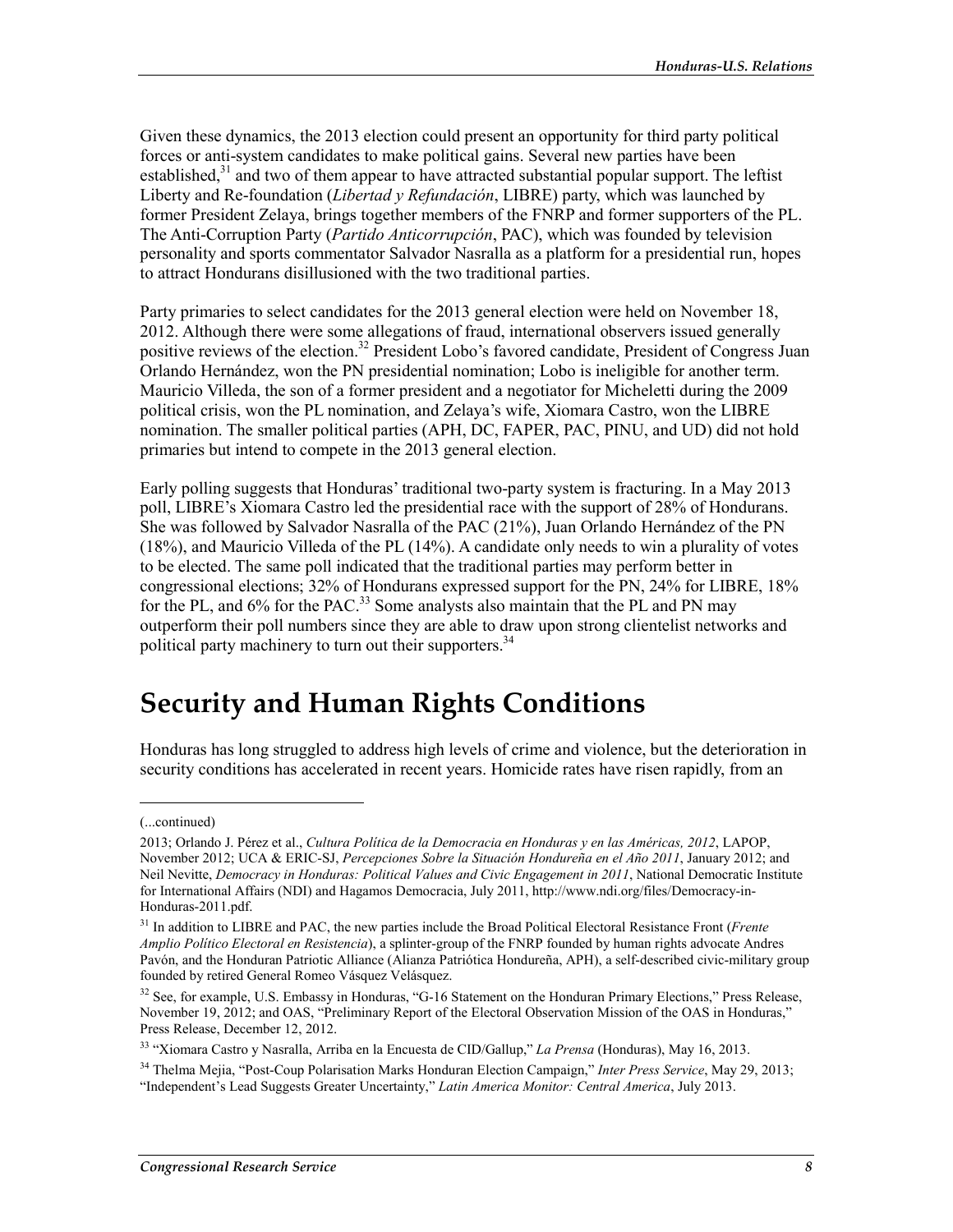Given these dynamics, the 2013 election could present an opportunity for third party political forces or anti-system candidates to make political gains. Several new parties have been established,[31] and two of them appear to have attracted substantial popular support. The leftist Liberty and Re-foundation (*Libertad y Refundación*, LIBRE) party, which was launched by former President Zelaya, brings together members of the FNRP and former supporters of the PL. The Anti-Corruption Party (*Partido Anticorrupción*, PAC), which was founded by television personality and sports commentator Salvador Nasralla as a platform for a presidential run, hopes to attract Hondurans disillusioned with the two traditional parties.

Party primaries to select candidates for the 2013 general election were held on November 18, 2012. Although there were some allegations of fraud, international observers issued generally positive reviews of the election.[32] President Lobo's favored candidate, President of Congress Juan Orlando Hernández, won the PN presidential nomination; Lobo is ineligible for another term. Mauricio Villeda, the son of a former president and a negotiator for Micheletti during the 2009 political crisis, won the PL nomination, and Zelaya's wife, Xiomara Castro, won the LIBRE nomination. The smaller political parties (APH, DC, FAPER, PAC, PINU, and UD) did not hold primaries but intend to compete in the 2013 general election.

Early polling suggests that Honduras' traditional two-party system is fracturing. In a May 2013 poll, LIBRE's Xiomara Castro led the presidential race with the support of 28% of Hondurans. She was followed by Salvador Nasralla of the PAC (21%), Juan Orlando Hernández of the PN (18%), and Mauricio Villeda of the PL (14%). A candidate only needs to win a plurality of votes to be elected. The same poll indicated that the traditional parties may perform better in congressional elections; 32% of Hondurans expressed support for the PN, 24% for LIBRE, 18% for the PL, and 6% for the PAC.[33] Some analysts also maintain that the PL and PN may outperform their poll numbers since they are able to draw upon strong clientelist networks and political party machinery to turn out their supporters.[34]

# Security and Human Rights Conditions

Honduras has long struggled to address high levels of crime and violence, but the deterioration in security conditions has accelerated in recent years. Homicide rates have risen rapidly, from an

---

(...continued)

2013; Orlando J. Pérez et al., *Cultura Política de la Democracia en Honduras y en las Américas, 2012*, LAPOP, November 2012; UCA & ERIC-SJ, *Percepciones Sobre la Situación Hondureña en el Año 2011*, January 2012; and Neil Nevitte, *Democracy in Honduras: Political Values and Civic Engagement in 2011*, National Democratic Institute for International Affairs (NDI) and Hagamos Democracia, July 2011, http://www.ndi.org/files/Democracy-in-Honduras-2011.pdf.

[31] In addition to LIBRE and PAC, the new parties include the Broad Political Electoral Resistance Front (*Frente Amplio Político Electoral en Resistencia*), a splinter-group of the FNRP founded by human rights advocate Andres Pavón, and the Honduran Patriotic Alliance (Alianza Patriótica Hondureña, APH), a self-described civic-military group founded by retired General Romeo Vásquez Velásquez.

[32] See, for example, U.S. Embassy in Honduras, "G-16 Statement on the Honduran Primary Elections," Press Release, November 19, 2012; and OAS, "Preliminary Report of the Electoral Observation Mission of the OAS in Honduras," Press Release, December 12, 2012.

[33] "Xiomara Castro y Nasralla, Arriba en la Encuesta de CID/Gallup," *La Prensa* (Honduras), May 16, 2013.

[34] Thelma Mejia, "Post-Coup Polarisation Marks Honduran Election Campaign," *Inter Press Service*, May 29, 2013; "Independent's Lead Suggests Greater Uncertainty," *Latin America Monitor: Central America*, July 2013.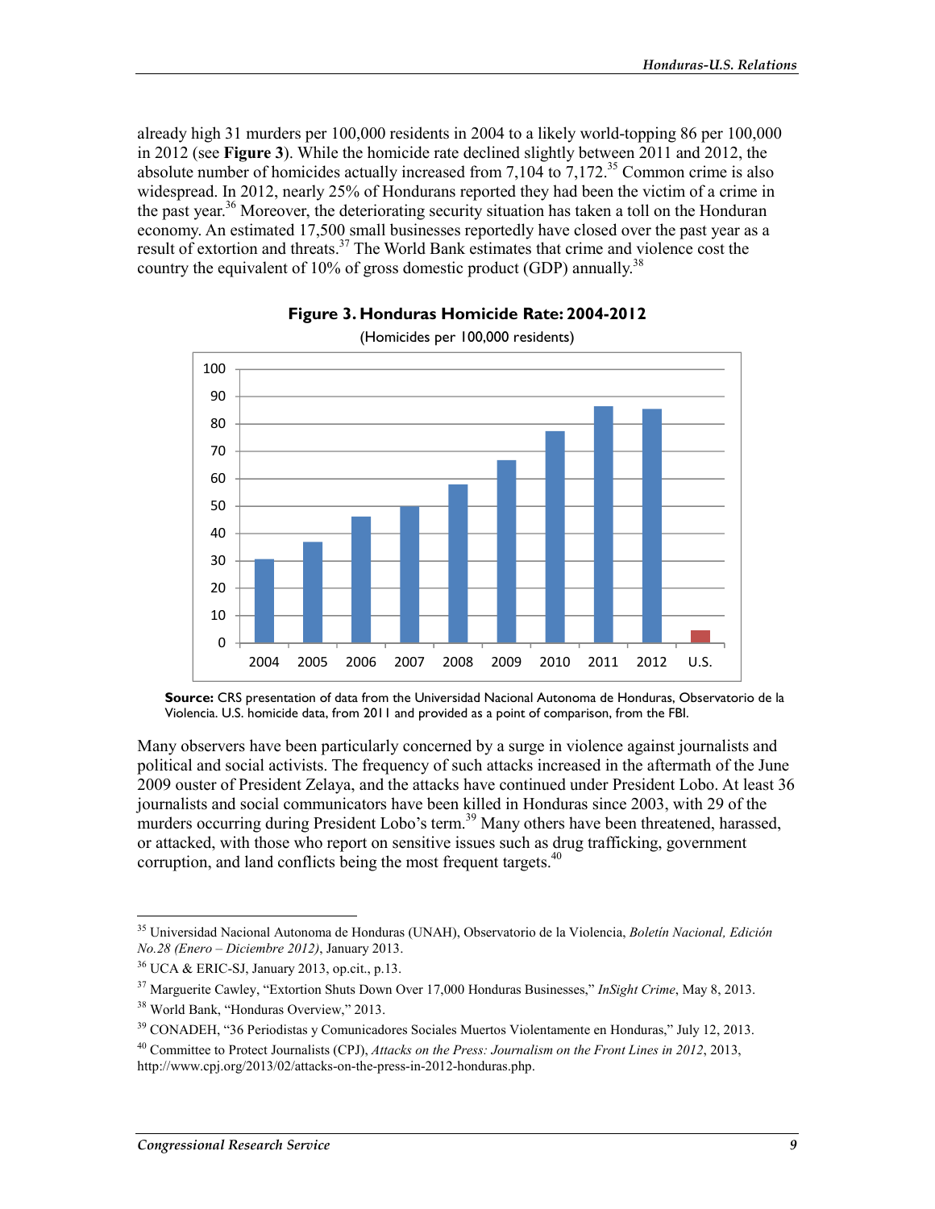already high 31 murders per 100,000 residents in 2004 to a likely world-topping 86 per 100,000 in 2012 (see **Figure 3**). While the homicide rate declined slightly between 2011 and 2012, the absolute number of homicides actually increased from 7,104 to 7,172.[35] Common crime is also widespread. In 2012, nearly 25% of Hondurans reported they had been the victim of a crime in the past year.[36] Moreover, the deteriorating security situation has taken a toll on the Honduran economy. An estimated 17,500 small businesses reportedly have closed over the past year as a result of extortion and threats.[37] The World Bank estimates that crime and violence cost the country the equivalent of 10% of gross domestic product (GDP) annually.[38]

**Figure 3. Honduras Homicide Rate: 2004-2012**

(Homicides per 100,000 residents)

**Source:** CRS presentation of data from the Universidad Nacional Autonoma de Honduras, Observatorio de la Violencia. U.S. homicide data, from 2011 and provided as a point of comparison, from the FBI.

Many observers have been particularly concerned by a surge in violence against journalists and political and social activists. The frequency of such attacks increased in the aftermath of the June 2009 ouster of President Zelaya, and the attacks have continued under President Lobo. At least 36 journalists and social communicators have been killed in Honduras since 2003, with 29 of the murders occurring during President Lobo's term.[39] Many others have been threatened, harassed, or attacked, with those who report on sensitive issues such as drug trafficking, government corruption, and land conflicts being the most frequent targets.[40]

---

[35] Universidad Nacional Autonoma de Honduras (UNAH), Observatorio de la Violencia, *Boletín Nacional, Edición No.28 (Enero – Diciembre 2012)*, January 2013.

[36] UCA & ERIC-SJ, January 2013, op.cit., p.13.

[37] Marguerite Cawley, "Extortion Shuts Down Over 17,000 Honduras Businesses," *InSight Crime*, May 8, 2013.

[38] World Bank, "Honduras Overview," 2013.

[39] CONADEH, "36 Periodistas y Comunicadores Sociales Muertos Violentamente en Honduras," July 12, 2013.

[40] Committee to Protect Journalists (CPJ), *Attacks on the Press: Journalism on the Front Lines in 2012*, 2013, http://www.cpj.org/2013/02/attacks-on-the-press-in-2012-honduras.php.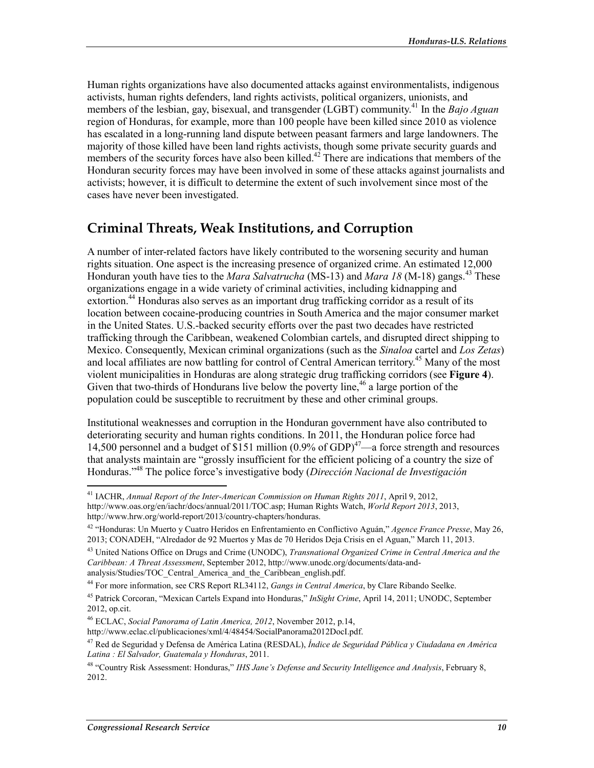Human rights organizations have also documented attacks against environmentalists, indigenous activists, human rights defenders, land rights activists, political organizers, unionists, and members of the lesbian, gay, bisexual, and transgender (LGBT) community.[41] In the *Bajo Aguan* region of Honduras, for example, more than 100 people have been killed since 2010 as violence has escalated in a long-running land dispute between peasant farmers and large landowners. The majority of those killed have been land rights activists, though some private security guards and members of the security forces have also been killed.[42] There are indications that members of the Honduran security forces may have been involved in some of these attacks against journalists and activists; however, it is difficult to determine the extent of such involvement since most of the cases have never been investigated.

## Criminal Threats, Weak Institutions, and Corruption

A number of inter-related factors have likely contributed to the worsening security and human rights situation. One aspect is the increasing presence of organized crime. An estimated 12,000 Honduran youth have ties to the *Mara Salvatrucha* (MS-13) and *Mara 18* (M-18) gangs.[43] These organizations engage in a wide variety of criminal activities, including kidnapping and extortion.[44] Honduras also serves as an important drug trafficking corridor as a result of its location between cocaine-producing countries in South America and the major consumer market in the United States. U.S.-backed security efforts over the past two decades have restricted trafficking through the Caribbean, weakened Colombian cartels, and disrupted direct shipping to Mexico. Consequently, Mexican criminal organizations (such as the *Sinaloa* cartel and *Los Zetas*) and local affiliates are now battling for control of Central American territory.[45] Many of the most violent municipalities in Honduras are along strategic drug trafficking corridors (see **Figure 4**). Given that two-thirds of Hondurans live below the poverty line,[46] a large portion of the population could be susceptible to recruitment by these and other criminal groups.

Institutional weaknesses and corruption in the Honduran government have also contributed to deteriorating security and human rights conditions. In 2011, the Honduran police force had 14,500 personnel and a budget of $151 million (0.9% of GDP)[47]—a force strength and resources that analysts maintain are "grossly insufficient for the efficient policing of a country the size of Honduras."[48] The police force's investigative body (*Dirección Nacional de Investigación*

---

[41] IACHR, *Annual Report of the Inter-American Commission on Human Rights 2011*, April 9, 2012, http://www.oas.org/en/iachr/docs/annual/2011/TOC.asp; Human Rights Watch, *World Report 2013*, 2013, http://www.hrw.org/world-report/2013/country-chapters/honduras.

[42] "Honduras: Un Muerto y Cuatro Heridos en Enfrentamiento en Conflictivo Aguán," *Agence France Presse*, May 26, 2013; CONADEH, "Alrededor de 92 Muertos y Mas de 70 Heridos Deja Crisis en el Aguan," March 11, 2013.

[43] United Nations Office on Drugs and Crime (UNODC), *Transnational Organized Crime in Central America and the Caribbean: A Threat Assessment*, September 2012, http://www.unodc.org/documents/data-and-analysis/Studies/TOC_Central_America_and_the_Caribbean_english.pdf.

[44] For more information, see CRS Report RL34112, *Gangs in Central America*, by Clare Ribando Seelke.

[45] Patrick Corcoran, "Mexican Cartels Expand into Honduras," *InSight Crime*, April 14, 2011; UNODC, September 2012, op.cit.

[46] ECLAC, *Social Panorama of Latin America, 2012*, November 2012, p.14, http://www.eclac.cl/publicaciones/xml/4/48454/SocialPanorama2012DocI.pdf.

[47] Red de Seguridad y Defensa de América Latina (RESDAL), *Índice de Seguridad Pública y Ciudadana en América Latina : El Salvador, Guatemala y Honduras*, 2011.

[48] "Country Risk Assessment: Honduras," *IHS Jane's Defense and Security Intelligence and Analysis*, February 8, 2012.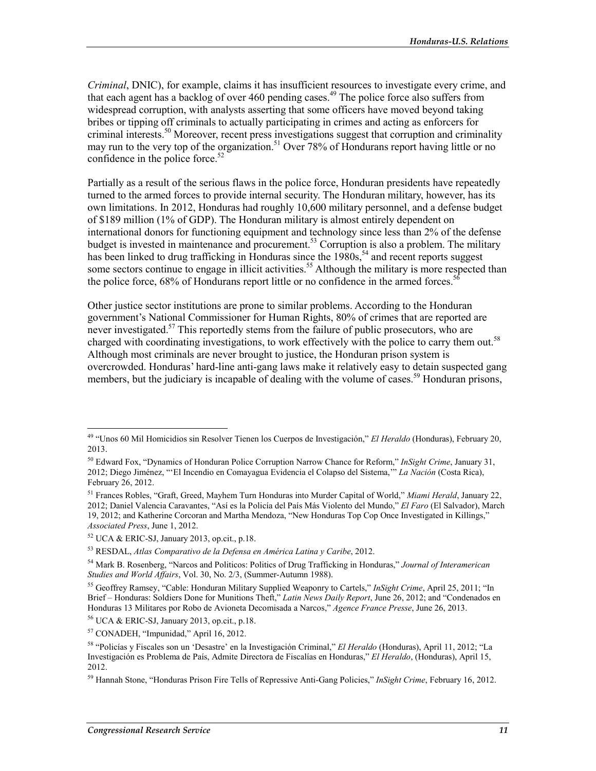*Criminal*, DNIC), for example, claims it has insufficient resources to investigate every crime, and that each agent has a backlog of over 460 pending cases.[49] The police force also suffers from widespread corruption, with analysts asserting that some officers have moved beyond taking bribes or tipping off criminals to actually participating in crimes and acting as enforcers for criminal interests.[50] Moreover, recent press investigations suggest that corruption and criminality may run to the very top of the organization.[51] Over 78% of Hondurans report having little or no confidence in the police force.[52]

Partially as a result of the serious flaws in the police force, Honduran presidents have repeatedly turned to the armed forces to provide internal security. The Honduran military, however, has its own limitations. In 2012, Honduras had roughly 10,600 military personnel, and a defense budget of $189 million (1% of GDP). The Honduran military is almost entirely dependent on international donors for functioning equipment and technology since less than 2% of the defense budget is invested in maintenance and procurement.[53] Corruption is also a problem. The military has been linked to drug trafficking in Honduras since the 1980s,[54] and recent reports suggest some sectors continue to engage in illicit activities.[55] Although the military is more respected than the police force, 68% of Hondurans report little or no confidence in the armed forces.[56]

Other justice sector institutions are prone to similar problems. According to the Honduran government's National Commissioner for Human Rights, 80% of crimes that are reported are never investigated.[57] This reportedly stems from the failure of public prosecutors, who are charged with coordinating investigations, to work effectively with the police to carry them out.[58] Although most criminals are never brought to justice, the Honduran prison system is overcrowded. Honduras' hard-line anti-gang laws make it relatively easy to detain suspected gang members, but the judiciary is incapable of dealing with the volume of cases.[59] Honduran prisons,

---

[49] "Unos 60 Mil Homicidios sin Resolver Tienen los Cuerpos de Investigación," *El Heraldo* (Honduras), February 20, 2013.

[50] Edward Fox, "Dynamics of Honduran Police Corruption Narrow Chance for Reform," *InSight Crime*, January 31, 2012; Diego Jiménez, "'El Incendio en Comayagua Evidencia el Colapso del Sistema,'" *La Nación* (Costa Rica), February 26, 2012.

[51] Frances Robles, "Graft, Greed, Mayhem Turn Honduras into Murder Capital of World," *Miami Herald*, January 22, 2012; Daniel Valencia Caravantes, "Así es la Policía del País Más Violento del Mundo," *El Faro* (El Salvador), March 19, 2012; and Katherine Corcoran and Martha Mendoza, "New Honduras Top Cop Once Investigated in Killings," *Associated Press*, June 1, 2012.

[52] UCA & ERIC-SJ, January 2013, op.cit., p.18.

[53] RESDAL, *Atlas Comparativo de la Defensa en América Latina y Caribe*, 2012.

[54] Mark B. Rosenberg, "Narcos and Politicos: Politics of Drug Trafficking in Honduras," *Journal of Interamerican Studies and World Affairs*, Vol. 30, No. 2/3, (Summer-Autumn 1988).

[55] Geoffrey Ramsey, "Cable: Honduran Military Supplied Weaponry to Cartels," *InSight Crime*, April 25, 2011; "In Brief – Honduras: Soldiers Done for Munitions Theft," *Latin News Daily Report*, June 26, 2012; and "Condenados en Honduras 13 Militares por Robo de Avioneta Decomisada a Narcos," *Agence France Presse*, June 26, 2013.

[56] UCA & ERIC-SJ, January 2013, op.cit., p.18.

[57] CONADEH, "Impunidad," April 16, 2012.

[58] "Policías y Fiscales son un 'Desastre' en la Investigación Criminal," *El Heraldo* (Honduras), April 11, 2012; "La Investigación es Problema de País, Admite Directora de Fiscalías en Honduras," *El Heraldo*, (Honduras), April 15, 2012.

[59] Hannah Stone, "Honduras Prison Fire Tells of Repressive Anti-Gang Policies," *InSight Crime*, February 16, 2012.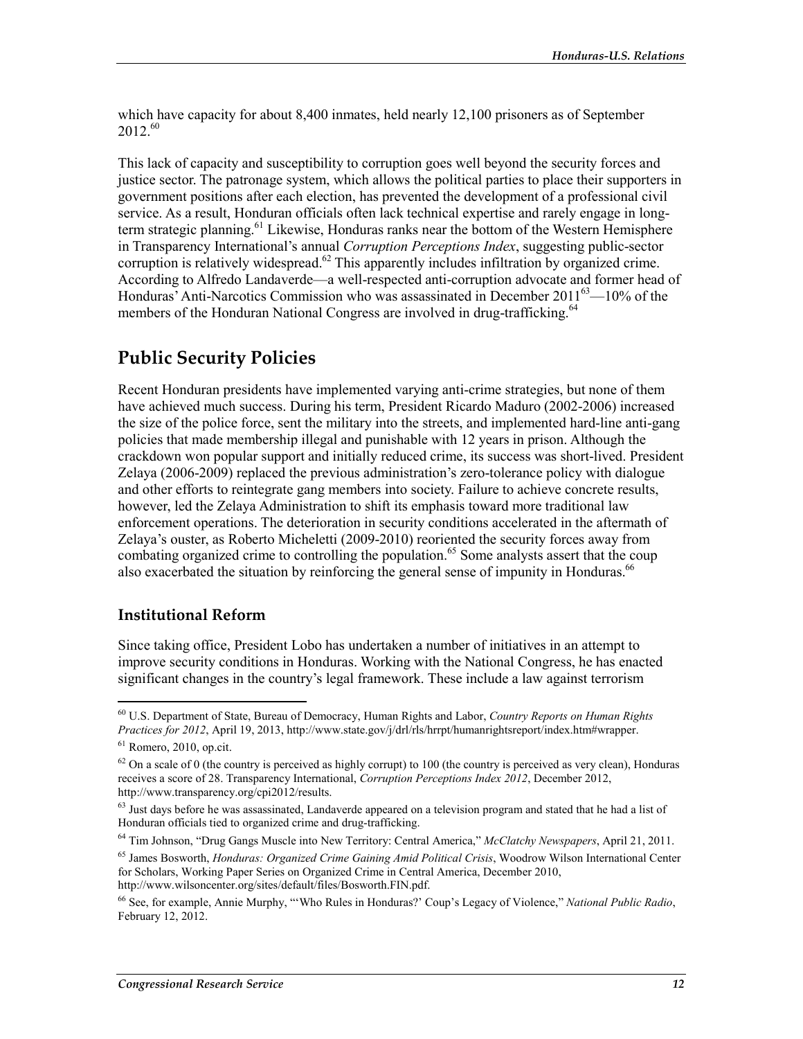which have capacity for about 8,400 inmates, held nearly 12,100 prisoners as of September 2012.[60]

This lack of capacity and susceptibility to corruption goes well beyond the security forces and justice sector. The patronage system, which allows the political parties to place their supporters in government positions after each election, has prevented the development of a professional civil service. As a result, Honduran officials often lack technical expertise and rarely engage in long-term strategic planning.[61] Likewise, Honduras ranks near the bottom of the Western Hemisphere in Transparency International's annual *Corruption Perceptions Index*, suggesting public-sector corruption is relatively widespread.[62] This apparently includes infiltration by organized crime. According to Alfredo Landaverde—a well-respected anti-corruption advocate and former head of Honduras' Anti-Narcotics Commission who was assassinated in December 2011[63]—10% of the members of the Honduran National Congress are involved in drug-trafficking.[64]

## Public Security Policies

Recent Honduran presidents have implemented varying anti-crime strategies, but none of them have achieved much success. During his term, President Ricardo Maduro (2002-2006) increased the size of the police force, sent the military into the streets, and implemented hard-line anti-gang policies that made membership illegal and punishable with 12 years in prison. Although the crackdown won popular support and initially reduced crime, its success was short-lived. President Zelaya (2006-2009) replaced the previous administration's zero-tolerance policy with dialogue and other efforts to reintegrate gang members into society. Failure to achieve concrete results, however, led the Zelaya Administration to shift its emphasis toward more traditional law enforcement operations. The deterioration in security conditions accelerated in the aftermath of Zelaya's ouster, as Roberto Micheletti (2009-2010) reoriented the security forces away from combating organized crime to controlling the population.[65] Some analysts assert that the coup also exacerbated the situation by reinforcing the general sense of impunity in Honduras.[66]

### Institutional Reform

Since taking office, President Lobo has undertaken a number of initiatives in an attempt to improve security conditions in Honduras. Working with the National Congress, he has enacted significant changes in the country's legal framework. These include a law against terrorism

---

[60] U.S. Department of State, Bureau of Democracy, Human Rights and Labor, *Country Reports on Human Rights Practices for 2012*, April 19, 2013, http://www.state.gov/j/drl/rls/hrrpt/humanrightsreport/index.htm#wrapper.

[61] Romero, 2010, op.cit.

[62] On a scale of 0 (the country is perceived as highly corrupt) to 100 (the country is perceived as very clean), Honduras receives a score of 28. Transparency International, *Corruption Perceptions Index 2012*, December 2012, http://www.transparency.org/cpi2012/results.

[63] Just days before he was assassinated, Landaverde appeared on a television program and stated that he had a list of Honduran officials tied to organized crime and drug-trafficking.

[64] Tim Johnson, "Drug Gangs Muscle into New Territory: Central America," *McClatchy Newspapers*, April 21, 2011.

[65] James Bosworth, *Honduras: Organized Crime Gaining Amid Political Crisis*, Woodrow Wilson International Center for Scholars, Working Paper Series on Organized Crime in Central America, December 2010, http://www.wilsoncenter.org/sites/default/files/Bosworth.FIN.pdf.

[66] See, for example, Annie Murphy, "'Who Rules in Honduras?' Coup's Legacy of Violence," *National Public Radio*, February 12, 2012.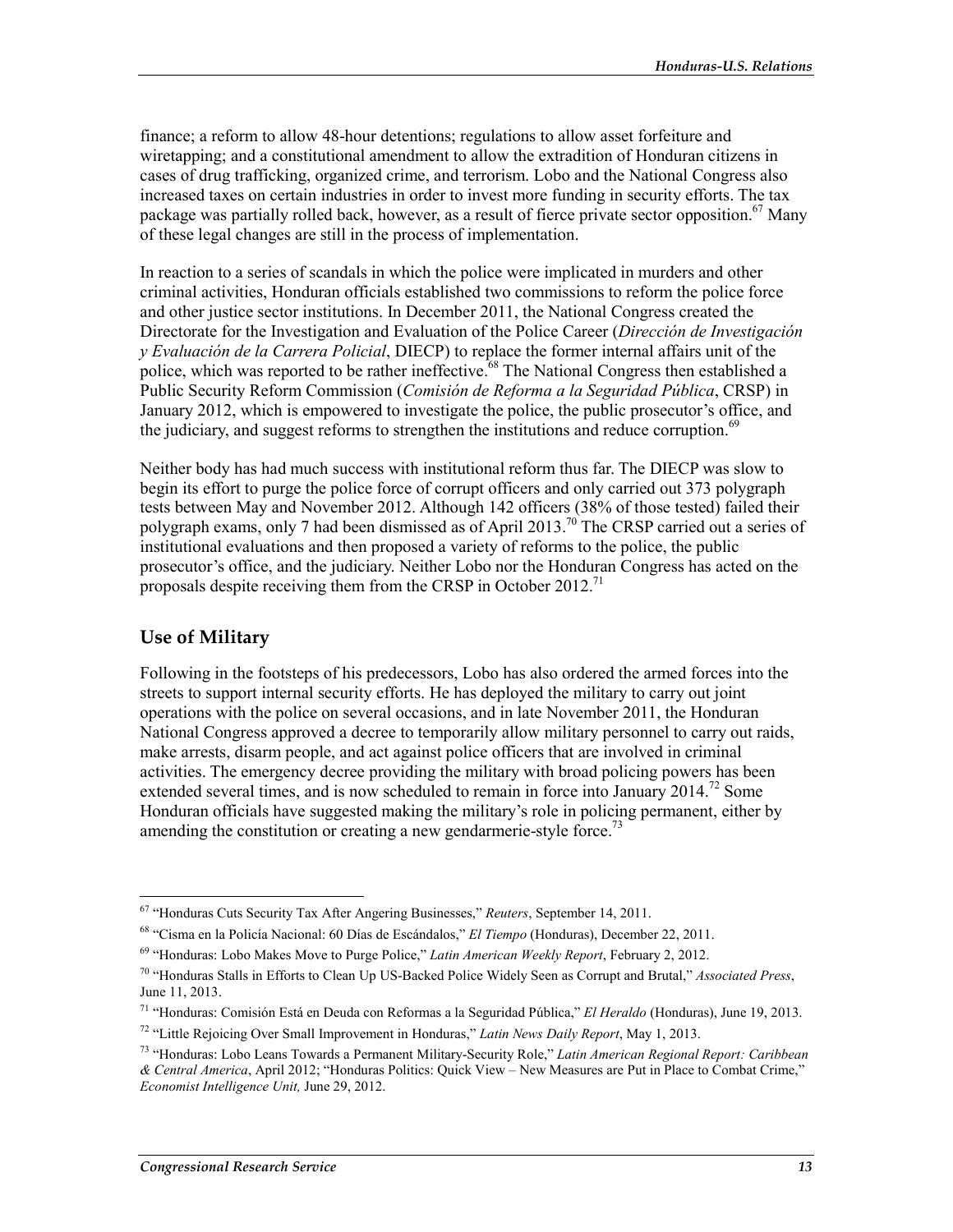finance; a reform to allow 48-hour detentions; regulations to allow asset forfeiture and wiretapping; and a constitutional amendment to allow the extradition of Honduran citizens in cases of drug trafficking, organized crime, and terrorism. Lobo and the National Congress also increased taxes on certain industries in order to invest more funding in security efforts. The tax package was partially rolled back, however, as a result of fierce private sector opposition.[67] Many of these legal changes are still in the process of implementation.

In reaction to a series of scandals in which the police were implicated in murders and other criminal activities, Honduran officials established two commissions to reform the police force and other justice sector institutions. In December 2011, the National Congress created the Directorate for the Investigation and Evaluation of the Police Career (*Dirección de Investigación y Evaluación de la Carrera Policial*, DIECP) to replace the former internal affairs unit of the police, which was reported to be rather ineffective.[68] The National Congress then established a Public Security Reform Commission (*Comisión de Reforma a la Seguridad Pública*, CRSP) in January 2012, which is empowered to investigate the police, the public prosecutor's office, and the judiciary, and suggest reforms to strengthen the institutions and reduce corruption.[69]

Neither body has had much success with institutional reform thus far. The DIECP was slow to begin its effort to purge the police force of corrupt officers and only carried out 373 polygraph tests between May and November 2012. Although 142 officers (38% of those tested) failed their polygraph exams, only 7 had been dismissed as of April 2013.[70] The CRSP carried out a series of institutional evaluations and then proposed a variety of reforms to the police, the public prosecutor's office, and the judiciary. Neither Lobo nor the Honduran Congress has acted on the proposals despite receiving them from the CRSP in October 2012.[71]

## Use of Military

Following in the footsteps of his predecessors, Lobo has also ordered the armed forces into the streets to support internal security efforts. He has deployed the military to carry out joint operations with the police on several occasions, and in late November 2011, the Honduran National Congress approved a decree to temporarily allow military personnel to carry out raids, make arrests, disarm people, and act against police officers that are involved in criminal activities. The emergency decree providing the military with broad policing powers has been extended several times, and is now scheduled to remain in force into January 2014.[72] Some Honduran officials have suggested making the military's role in policing permanent, either by amending the constitution or creating a new gendarmerie-style force.[73]

---

[67] "Honduras Cuts Security Tax After Angering Businesses," *Reuters*, September 14, 2011.

[68] "Cisma en la Policía Nacional: 60 Días de Escándalos," *El Tiempo* (Honduras), December 22, 2011.

[69] "Honduras: Lobo Makes Move to Purge Police," *Latin American Weekly Report*, February 2, 2012.

[70] "Honduras Stalls in Efforts to Clean Up US-Backed Police Widely Seen as Corrupt and Brutal," *Associated Press*, June 11, 2013.

[71] "Honduras: Comisión Está en Deuda con Reformas a la Seguridad Pública," *El Heraldo* (Honduras), June 19, 2013.

[72] "Little Rejoicing Over Small Improvement in Honduras," *Latin News Daily Report*, May 1, 2013.

[73] "Honduras: Lobo Leans Towards a Permanent Military-Security Role," *Latin American Regional Report: Caribbean & Central America*, April 2012; "Honduras Politics: Quick View – New Measures are Put in Place to Combat Crime," *Economist Intelligence Unit,* June 29, 2012.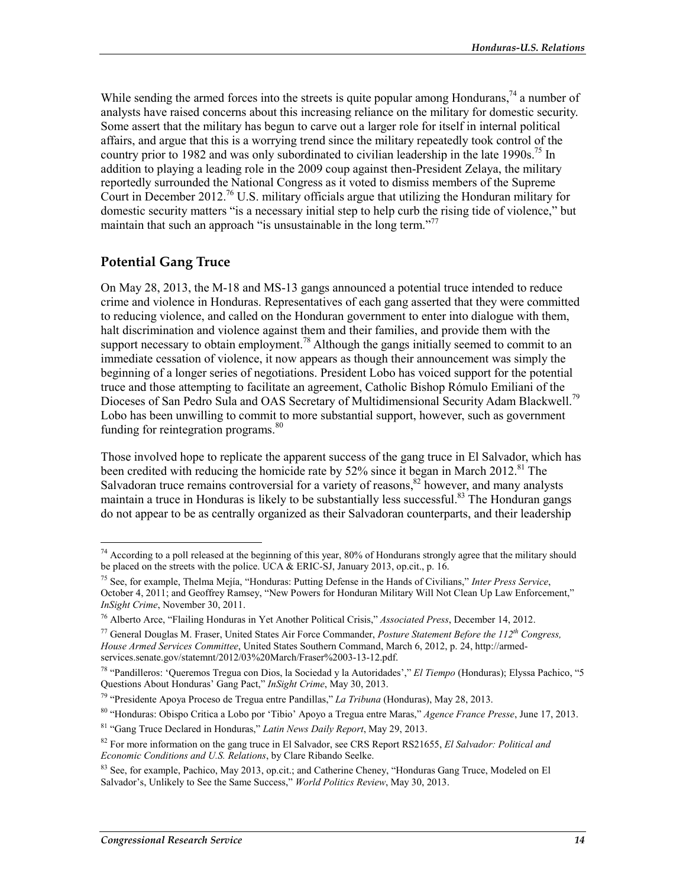While sending the armed forces into the streets is quite popular among Hondurans,[74] a number of analysts have raised concerns about this increasing reliance on the military for domestic security. Some assert that the military has begun to carve out a larger role for itself in internal political affairs, and argue that this is a worrying trend since the military repeatedly took control of the country prior to 1982 and was only subordinated to civilian leadership in the late 1990s.[75] In addition to playing a leading role in the 2009 coup against then-President Zelaya, the military reportedly surrounded the National Congress as it voted to dismiss members of the Supreme Court in December 2012.[76] U.S. military officials argue that utilizing the Honduran military for domestic security matters "is a necessary initial step to help curb the rising tide of violence," but maintain that such an approach "is unsustainable in the long term."[77]

## Potential Gang Truce

On May 28, 2013, the M-18 and MS-13 gangs announced a potential truce intended to reduce crime and violence in Honduras. Representatives of each gang asserted that they were committed to reducing violence, and called on the Honduran government to enter into dialogue with them, halt discrimination and violence against them and their families, and provide them with the support necessary to obtain employment.[78] Although the gangs initially seemed to commit to an immediate cessation of violence, it now appears as though their announcement was simply the beginning of a longer series of negotiations. President Lobo has voiced support for the potential truce and those attempting to facilitate an agreement, Catholic Bishop Rómulo Emiliani of the Dioceses of San Pedro Sula and OAS Secretary of Multidimensional Security Adam Blackwell.[79] Lobo has been unwilling to commit to more substantial support, however, such as government funding for reintegration programs.[80]

Those involved hope to replicate the apparent success of the gang truce in El Salvador, which has been credited with reducing the homicide rate by 52% since it began in March 2012.[81] The Salvadoran truce remains controversial for a variety of reasons,[82] however, and many analysts maintain a truce in Honduras is likely to be substantially less successful.[83] The Honduran gangs do not appear to be as centrally organized as their Salvadoran counterparts, and their leadership

---

[74] According to a poll released at the beginning of this year, 80% of Hondurans strongly agree that the military should be placed on the streets with the police. UCA & ERIC-SJ, January 2013, op.cit., p. 16.

[75] See, for example, Thelma Mejía, "Honduras: Putting Defense in the Hands of Civilians," *Inter Press Service*, October 4, 2011; and Geoffrey Ramsey, "New Powers for Honduran Military Will Not Clean Up Law Enforcement," *InSight Crime*, November 30, 2011.

[76] Alberto Arce, "Flailing Honduras in Yet Another Political Crisis," *Associated Press*, December 14, 2012.

[77] General Douglas M. Fraser, United States Air Force Commander, *Posture Statement Before the 112th Congress, House Armed Services Committee*, United States Southern Command, March 6, 2012, p. 24, http://armed-services.senate.gov/statemnt/2012/03%20March/Fraser%2003-13-12.pdf.

[78] "Pandilleros: 'Queremos Tregua con Dios, la Sociedad y las Autoridades'," *El Tiempo* (Honduras); Elyssa Pachico, "5 Questions About Honduras' Gang Pact," *InSight Crime*, May 30, 2013.

[79] "Presidente Apoya Proceso de Tregua entre Pandillas," *La Tribuna* (Honduras), May 28, 2013.

[80] "Honduras: Obispo Critica a Lobo por 'Tibio' Apoyo a Tregua entre Maras," *Agence France Presse*, June 17, 2013.

[81] "Gang Truce Declared in Honduras," *Latin News Daily Report*, May 29, 2013.

[82] For more information on the gang truce in El Salvador, see CRS Report RS21655, *El Salvador: Political and Economic Conditions and U.S. Relations*, by Clare Ribando Seelke.

[83] See, for example, Pachico, May 2013, op.cit.; and Catherine Cheney, "Honduras Gang Truce, Modeled on El Salvador's, Unlikely to See the Same Success," *World Politics Review*, May 30, 2013.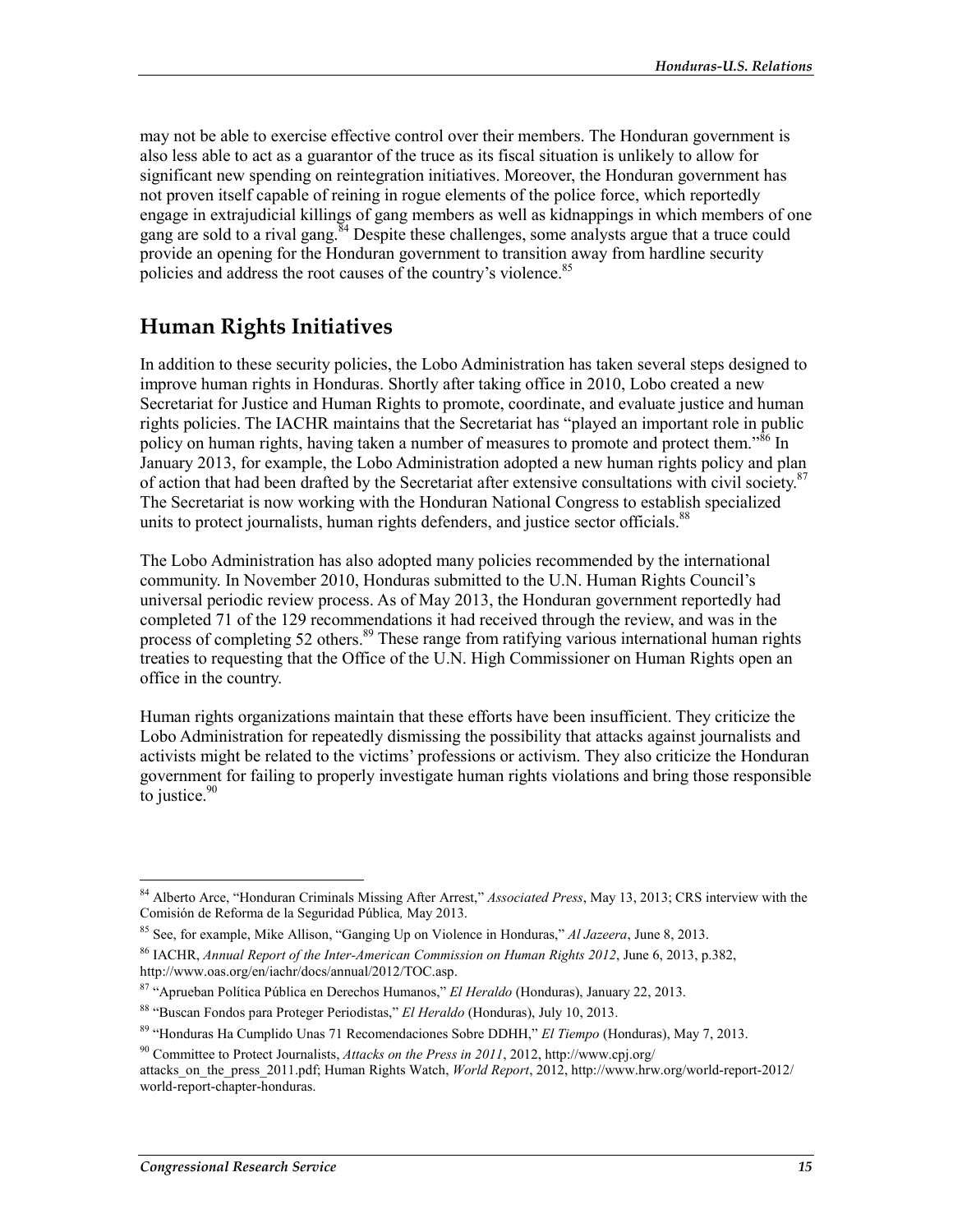may not be able to exercise effective control over their members. The Honduran government is also less able to act as a guarantor of the truce as its fiscal situation is unlikely to allow for significant new spending on reintegration initiatives. Moreover, the Honduran government has not proven itself capable of reining in rogue elements of the police force, which reportedly engage in extrajudicial killings of gang members as well as kidnappings in which members of one gang are sold to a rival gang.[84] Despite these challenges, some analysts argue that a truce could provide an opening for the Honduran government to transition away from hardline security policies and address the root causes of the country's violence.[85]

## Human Rights Initiatives

In addition to these security policies, the Lobo Administration has taken several steps designed to improve human rights in Honduras. Shortly after taking office in 2010, Lobo created a new Secretariat for Justice and Human Rights to promote, coordinate, and evaluate justice and human rights policies. The IACHR maintains that the Secretariat has "played an important role in public policy on human rights, having taken a number of measures to promote and protect them."[86] In January 2013, for example, the Lobo Administration adopted a new human rights policy and plan of action that had been drafted by the Secretariat after extensive consultations with civil society.[87] The Secretariat is now working with the Honduran National Congress to establish specialized units to protect journalists, human rights defenders, and justice sector officials.[88]

The Lobo Administration has also adopted many policies recommended by the international community. In November 2010, Honduras submitted to the U.N. Human Rights Council's universal periodic review process. As of May 2013, the Honduran government reportedly had completed 71 of the 129 recommendations it had received through the review, and was in the process of completing 52 others.[89] These range from ratifying various international human rights treaties to requesting that the Office of the U.N. High Commissioner on Human Rights open an office in the country.

Human rights organizations maintain that these efforts have been insufficient. They criticize the Lobo Administration for repeatedly dismissing the possibility that attacks against journalists and activists might be related to the victims' professions or activism. They also criticize the Honduran government for failing to properly investigate human rights violations and bring those responsible to justice.[90]

---

[84] Alberto Arce, "Honduran Criminals Missing After Arrest," *Associated Press*, May 13, 2013; CRS interview with the Comisión de Reforma de la Seguridad Pública*,* May 2013.

[85] See, for example, Mike Allison, "Ganging Up on Violence in Honduras," *Al Jazeera*, June 8, 2013.

[86] IACHR, *Annual Report of the Inter-American Commission on Human Rights 2012*, June 6, 2013, p.382, http://www.oas.org/en/iachr/docs/annual/2012/TOC.asp.

[87] "Aprueban Política Pública en Derechos Humanos," *El Heraldo* (Honduras), January 22, 2013.

[88] "Buscan Fondos para Proteger Periodistas," *El Heraldo* (Honduras), July 10, 2013.

[89] "Honduras Ha Cumplido Unas 71 Recomendaciones Sobre DDHH," *El Tiempo* (Honduras), May 7, 2013.

[90] Committee to Protect Journalists, *Attacks on the Press in 2011*, 2012, http://www.cpj.org/attacks_on_the_press_2011.pdf; Human Rights Watch, *World Report*, 2012, http://www.hrw.org/world-report-2012/world-report-chapter-honduras.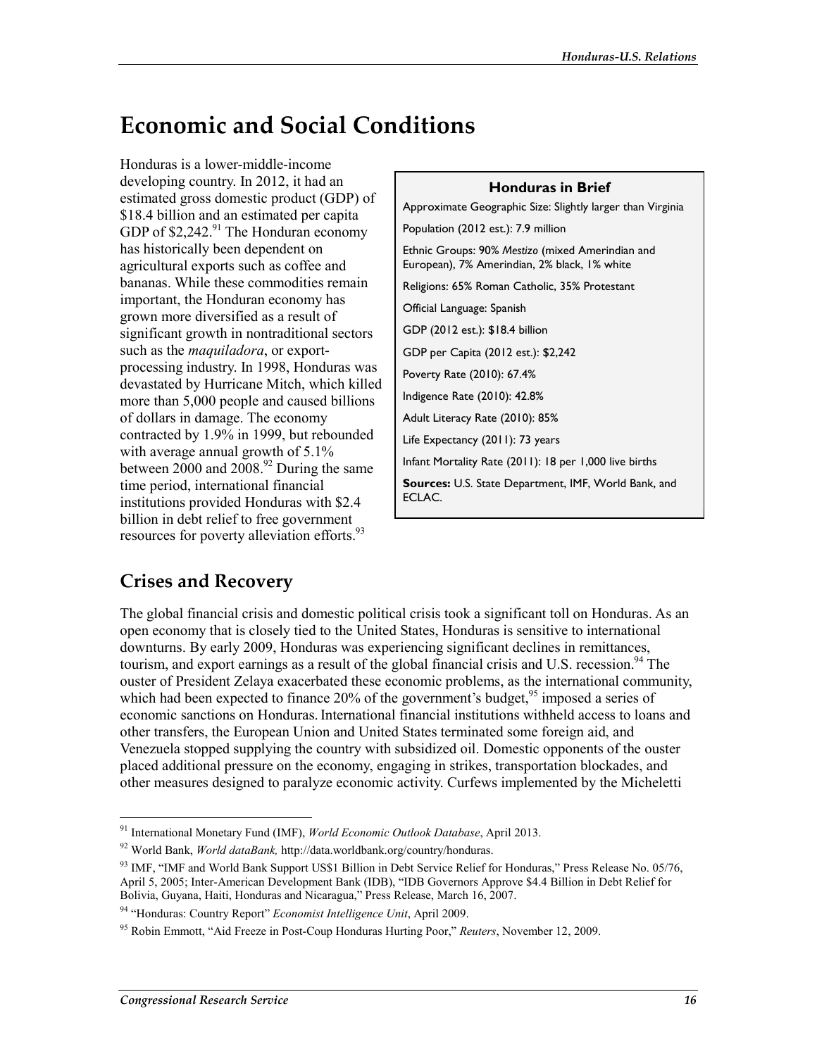# Economic and Social Conditions

Honduras is a lower-middle-income developing country. In 2012, it had an estimated gross domestic product (GDP) of $18.4 billion and an estimated per capita GDP of $2,242.[91] The Honduran economy has historically been dependent on agricultural exports such as coffee and bananas. While these commodities remain important, the Honduran economy has grown more diversified as a result of significant growth in nontraditional sectors such as the *maquiladora*, or export-processing industry. In 1998, Honduras was devastated by Hurricane Mitch, which killed more than 5,000 people and caused billions of dollars in damage. The economy contracted by 1.9% in 1999, but rebounded with average annual growth of 5.1% between 2000 and 2008.[92] During the same time period, international financial institutions provided Honduras with $2.4 billion in debt relief to free government resources for poverty alleviation efforts.[93]

**Honduras in Brief**

Approximate Geographic Size: Slightly larger than Virginia

Population (2012 est.): 7.9 million

Ethnic Groups: 90% *Mestizo* (mixed Amerindian and European), 7% Amerindian, 2% black, 1% white

Religions: 65% Roman Catholic, 35% Protestant

Official Language: Spanish

GDP (2012 est.): $18.4 billion

GDP per Capita (2012 est.): $2,242

Poverty Rate (2010): 67.4%

Indigence Rate (2010): 42.8%

Adult Literacy Rate (2010): 85%

Life Expectancy (2011): 73 years

Infant Mortality Rate (2011): 18 per 1,000 live births

**Sources:** U.S. State Department, IMF, World Bank, and ECLAC.

## Crises and Recovery

The global financial crisis and domestic political crisis took a significant toll on Honduras. As an open economy that is closely tied to the United States, Honduras is sensitive to international downturns. By early 2009, Honduras was experiencing significant declines in remittances, tourism, and export earnings as a result of the global financial crisis and U.S. recession.[94] The ouster of President Zelaya exacerbated these economic problems, as the international community, which had been expected to finance 20% of the government's budget,[95] imposed a series of economic sanctions on Honduras. International financial institutions withheld access to loans and other transfers, the European Union and United States terminated some foreign aid, and Venezuela stopped supplying the country with subsidized oil. Domestic opponents of the ouster placed additional pressure on the economy, engaging in strikes, transportation blockades, and other measures designed to paralyze economic activity. Curfews implemented by the Micheletti

---

[91] International Monetary Fund (IMF), *World Economic Outlook Database*, April 2013.

[92] World Bank, *World dataBank,* http://data.worldbank.org/country/honduras.

[93] IMF, "IMF and World Bank Support US$1 Billion in Debt Service Relief for Honduras," Press Release No. 05/76, April 5, 2005; Inter-American Development Bank (IDB), "IDB Governors Approve $4.4 Billion in Debt Relief for Bolivia, Guyana, Haiti, Honduras and Nicaragua," Press Release, March 16, 2007.

[94] "Honduras: Country Report" *Economist Intelligence Unit*, April 2009.

[95] Robin Emmott, "Aid Freeze in Post-Coup Honduras Hurting Poor," *Reuters*, November 12, 2009.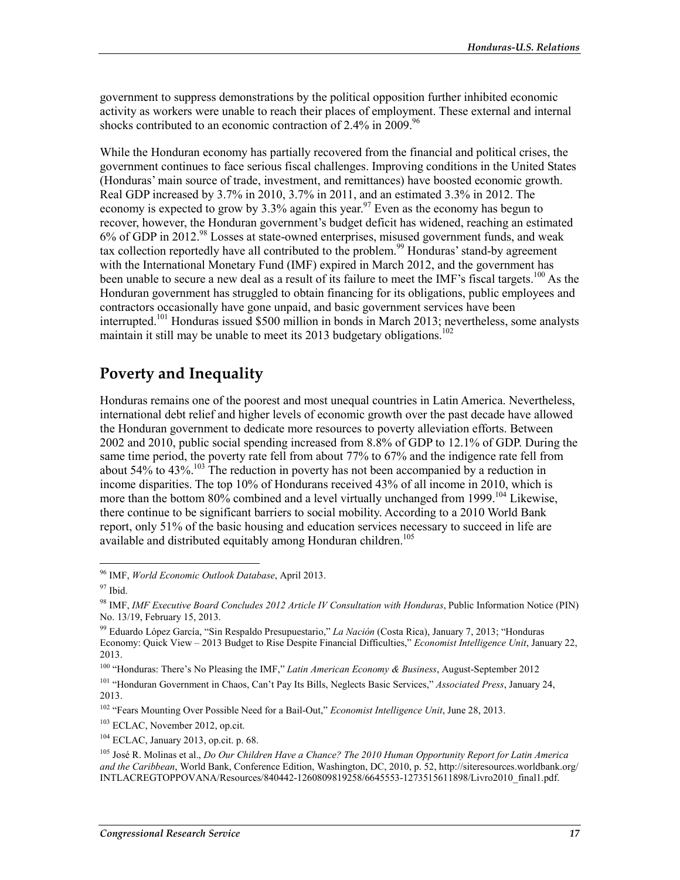government to suppress demonstrations by the political opposition further inhibited economic activity as workers were unable to reach their places of employment. These external and internal shocks contributed to an economic contraction of 2.4% in 2009.[96]

While the Honduran economy has partially recovered from the financial and political crises, the government continues to face serious fiscal challenges. Improving conditions in the United States (Honduras' main source of trade, investment, and remittances) have boosted economic growth. Real GDP increased by 3.7% in 2010, 3.7% in 2011, and an estimated 3.3% in 2012. The economy is expected to grow by 3.3% again this year.[97] Even as the economy has begun to recover, however, the Honduran government's budget deficit has widened, reaching an estimated 6% of GDP in 2012.[98] Losses at state-owned enterprises, misused government funds, and weak tax collection reportedly have all contributed to the problem.[99] Honduras' stand-by agreement with the International Monetary Fund (IMF) expired in March 2012, and the government has been unable to secure a new deal as a result of its failure to meet the IMF's fiscal targets.[100] As the Honduran government has struggled to obtain financing for its obligations, public employees and contractors occasionally have gone unpaid, and basic government services have been interrupted.[101] Honduras issued $500 million in bonds in March 2013; nevertheless, some analysts maintain it still may be unable to meet its 2013 budgetary obligations.[102]

## Poverty and Inequality

Honduras remains one of the poorest and most unequal countries in Latin America. Nevertheless, international debt relief and higher levels of economic growth over the past decade have allowed the Honduran government to dedicate more resources to poverty alleviation efforts. Between 2002 and 2010, public social spending increased from 8.8% of GDP to 12.1% of GDP. During the same time period, the poverty rate fell from about 77% to 67% and the indigence rate fell from about 54% to 43%.[103] The reduction in poverty has not been accompanied by a reduction in income disparities. The top 10% of Hondurans received 43% of all income in 2010, which is more than the bottom 80% combined and a level virtually unchanged from 1999.[104] Likewise, there continue to be significant barriers to social mobility. According to a 2010 World Bank report, only 51% of the basic housing and education services necessary to succeed in life are available and distributed equitably among Honduran children.[105]

---

[96] IMF, *World Economic Outlook Database*, April 2013.

[97] Ibid.

[98] IMF, *IMF Executive Board Concludes 2012 Article IV Consultation with Honduras*, Public Information Notice (PIN) No. 13/19, February 15, 2013.

[99] Eduardo López García, "Sin Respaldo Presupuestario," *La Nación* (Costa Rica), January 7, 2013; "Honduras Economy: Quick View – 2013 Budget to Rise Despite Financial Difficulties," *Economist Intelligence Unit*, January 22, 2013.

[100] "Honduras: There's No Pleasing the IMF," *Latin American Economy & Business*, August-September 2012

[101] "Honduran Government in Chaos, Can't Pay Its Bills, Neglects Basic Services," *Associated Press*, January 24, 2013.

[102] "Fears Mounting Over Possible Need for a Bail-Out," *Economist Intelligence Unit*, June 28, 2013.

[103] ECLAC, November 2012, op.cit.

[104] ECLAC, January 2013, op.cit. p. 68.

[105] José R. Molinas et al., *Do Our Children Have a Chance? The 2010 Human Opportunity Report for Latin America and the Caribbean*, World Bank, Conference Edition, Washington, DC, 2010, p. 52, http://siteresources.worldbank.org/INTLACREGTOPPOVANA/Resources/840442-1260809819258/6645553-1273515611898/Livro2010_final1.pdf.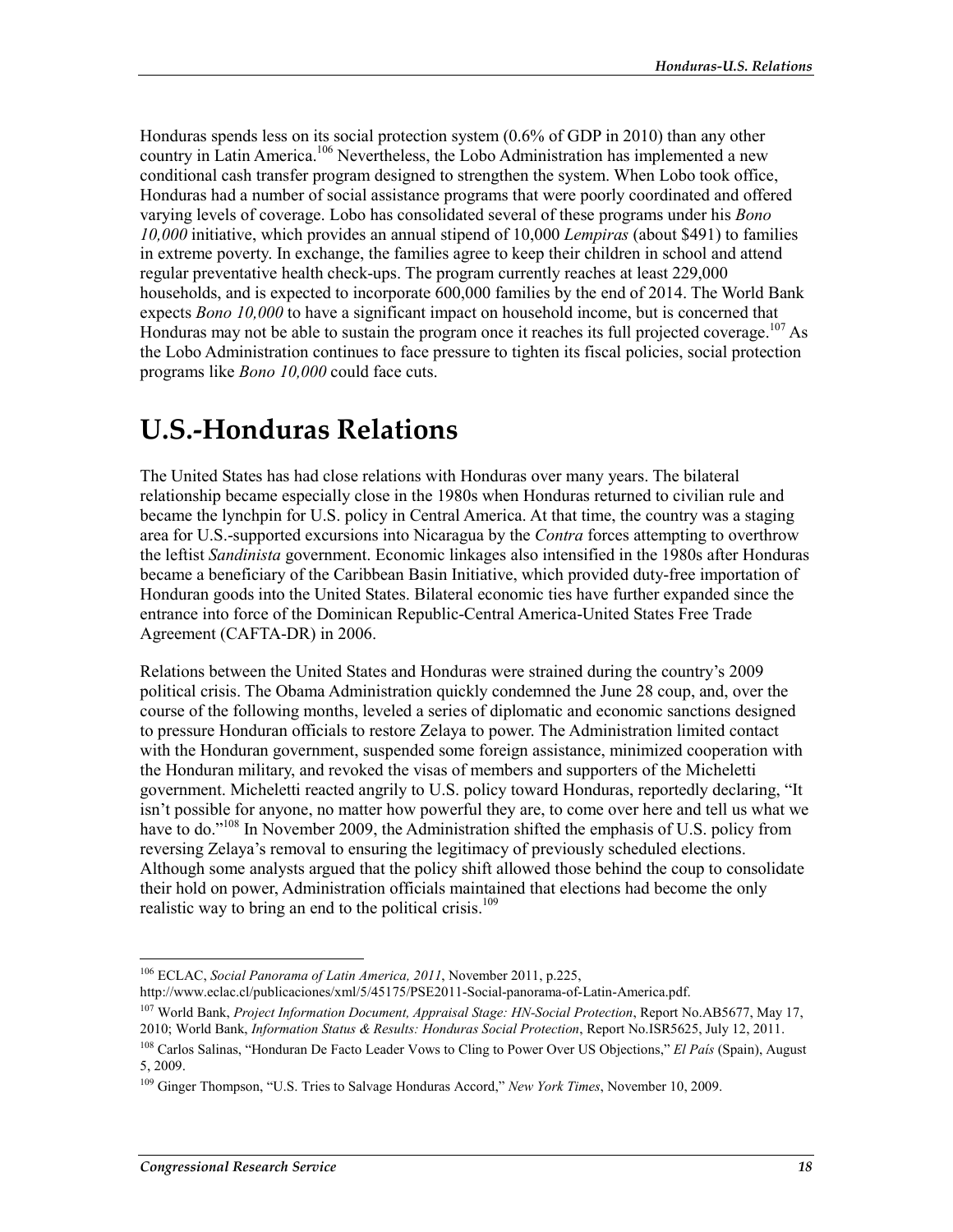Honduras spends less on its social protection system (0.6% of GDP in 2010) than any other country in Latin America.[106] Nevertheless, the Lobo Administration has implemented a new conditional cash transfer program designed to strengthen the system. When Lobo took office, Honduras had a number of social assistance programs that were poorly coordinated and offered varying levels of coverage. Lobo has consolidated several of these programs under his *Bono 10,000* initiative, which provides an annual stipend of 10,000 *Lempiras* (about $491) to families in extreme poverty. In exchange, the families agree to keep their children in school and attend regular preventative health check-ups. The program currently reaches at least 229,000 households, and is expected to incorporate 600,000 families by the end of 2014. The World Bank expects *Bono 10,000* to have a significant impact on household income, but is concerned that Honduras may not be able to sustain the program once it reaches its full projected coverage.[107] As the Lobo Administration continues to face pressure to tighten its fiscal policies, social protection programs like *Bono 10,000* could face cuts.

# U.S.-Honduras Relations

The United States has had close relations with Honduras over many years. The bilateral relationship became especially close in the 1980s when Honduras returned to civilian rule and became the lynchpin for U.S. policy in Central America. At that time, the country was a staging area for U.S.-supported excursions into Nicaragua by the *Contra* forces attempting to overthrow the leftist *Sandinista* government. Economic linkages also intensified in the 1980s after Honduras became a beneficiary of the Caribbean Basin Initiative, which provided duty-free importation of Honduran goods into the United States. Bilateral economic ties have further expanded since the entrance into force of the Dominican Republic-Central America-United States Free Trade Agreement (CAFTA-DR) in 2006.

Relations between the United States and Honduras were strained during the country's 2009 political crisis. The Obama Administration quickly condemned the June 28 coup, and, over the course of the following months, leveled a series of diplomatic and economic sanctions designed to pressure Honduran officials to restore Zelaya to power. The Administration limited contact with the Honduran government, suspended some foreign assistance, minimized cooperation with the Honduran military, and revoked the visas of members and supporters of the Micheletti government. Micheletti reacted angrily to U.S. policy toward Honduras, reportedly declaring, "It isn't possible for anyone, no matter how powerful they are, to come over here and tell us what we have to do."[108] In November 2009, the Administration shifted the emphasis of U.S. policy from reversing Zelaya's removal to ensuring the legitimacy of previously scheduled elections. Although some analysts argued that the policy shift allowed those behind the coup to consolidate their hold on power, Administration officials maintained that elections had become the only realistic way to bring an end to the political crisis.[109]

---

[106] ECLAC, *Social Panorama of Latin America, 2011*, November 2011, p.225, http://www.eclac.cl/publicaciones/xml/5/45175/PSE2011-Social-panorama-of-Latin-America.pdf.

[107] World Bank, *Project Information Document, Appraisal Stage: HN-Social Protection*, Report No.AB5677, May 17, 2010; World Bank, *Information Status & Results: Honduras Social Protection*, Report No.ISR5625, July 12, 2011.

[108] Carlos Salinas, "Honduran De Facto Leader Vows to Cling to Power Over US Objections," *El País* (Spain), August 5, 2009.

[109] Ginger Thompson, "U.S. Tries to Salvage Honduras Accord," *New York Times*, November 10, 2009.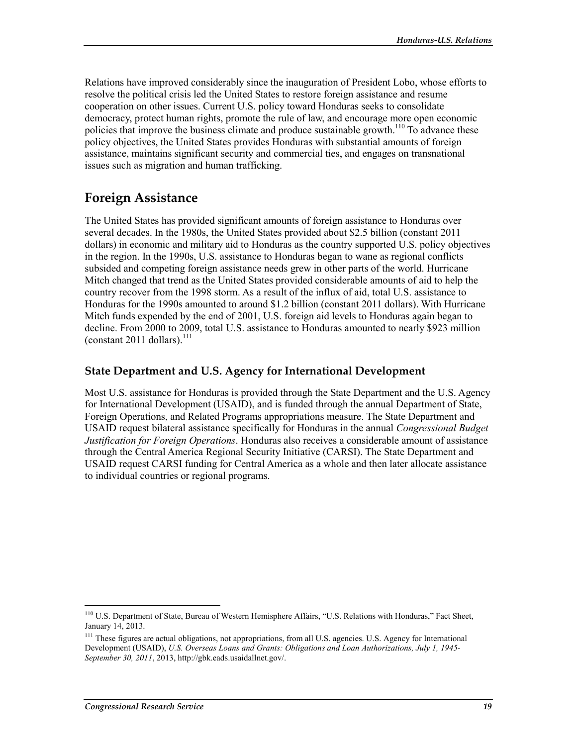Relations have improved considerably since the inauguration of President Lobo, whose efforts to resolve the political crisis led the United States to restore foreign assistance and resume cooperation on other issues. Current U.S. policy toward Honduras seeks to consolidate democracy, protect human rights, promote the rule of law, and encourage more open economic policies that improve the business climate and produce sustainable growth.[110] To advance these policy objectives, the United States provides Honduras with substantial amounts of foreign assistance, maintains significant security and commercial ties, and engages on transnational issues such as migration and human trafficking.

## Foreign Assistance

The United States has provided significant amounts of foreign assistance to Honduras over several decades. In the 1980s, the United States provided about $2.5 billion (constant 2011 dollars) in economic and military aid to Honduras as the country supported U.S. policy objectives in the region. In the 1990s, U.S. assistance to Honduras began to wane as regional conflicts subsided and competing foreign assistance needs grew in other parts of the world. Hurricane Mitch changed that trend as the United States provided considerable amounts of aid to help the country recover from the 1998 storm. As a result of the influx of aid, total U.S. assistance to Honduras for the 1990s amounted to around $1.2 billion (constant 2011 dollars). With Hurricane Mitch funds expended by the end of 2001, U.S. foreign aid levels to Honduras again began to decline. From 2000 to 2009, total U.S. assistance to Honduras amounted to nearly $923 million (constant 2011 dollars).[111]

### State Department and U.S. Agency for International Development

Most U.S. assistance for Honduras is provided through the State Department and the U.S. Agency for International Development (USAID), and is funded through the annual Department of State, Foreign Operations, and Related Programs appropriations measure. The State Department and USAID request bilateral assistance specifically for Honduras in the annual *Congressional Budget Justification for Foreign Operations*. Honduras also receives a considerable amount of assistance through the Central America Regional Security Initiative (CARSI). The State Department and USAID request CARSI funding for Central America as a whole and then later allocate assistance to individual countries or regional programs.

---

[110] U.S. Department of State, Bureau of Western Hemisphere Affairs, "U.S. Relations with Honduras," Fact Sheet, January 14, 2013.

[111] These figures are actual obligations, not appropriations, from all U.S. agencies. U.S. Agency for International Development (USAID), *U.S. Overseas Loans and Grants: Obligations and Loan Authorizations, July 1, 1945-September 30, 2011*, 2013, http://gbk.eads.usaidallnet.gov/.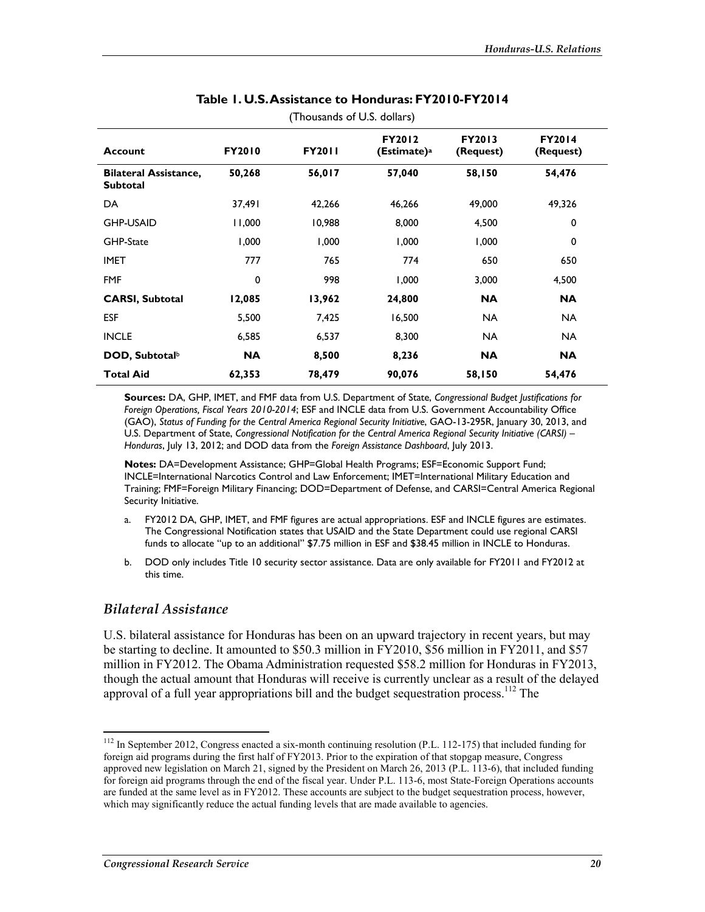**Table 1. U.S. Assistance to Honduras: FY2010-FY2014**

(Thousands of U.S. dollars)

| Account | FY2010 | FY2011 | FY2012 (Estimate)[a] | FY2013 (Request) | FY2014 (Request) |
|---|---|---|---|---|---|
| **Bilateral Assistance, Subtotal** | **50,268** | **56,017** | **57,040** | **58,150** | **54,476** |
| DA | 37,491 | 42,266 | 46,266 | 49,000 | 49,326 |
| GHP-USAID | 11,000 | 10,988 | 8,000 | 4,500 | 0 |
| GHP-State | 1,000 | 1,000 | 1,000 | 1,000 | 0 |
| IMET | 777 | 765 | 774 | 650 | 650 |
| FMF | 0 | 998 | 1,000 | 3,000 | 4,500 |
| **CARSI, Subtotal** | **12,085** | **13,962** | **24,800** | **NA** | **NA** |
| ESF | 5,500 | 7,425 | 16,500 | NA | NA |
| INCLE | 6,585 | 6,537 | 8,300 | NA | NA |
| **DOD, Subtotal**[b] | **NA** | **8,500** | **8,236** | **NA** | **NA** |
| **Total Aid** | **62,353** | **78,479** | **90,076** | **58,150** | **54,476** |

**Sources:** DA, GHP, IMET, and FMF data from U.S. Department of State, *Congressional Budget Justifications for Foreign Operations, Fiscal Years 2010-2014*; ESF and INCLE data from U.S. Government Accountability Office (GAO), *Status of Funding for the Central America Regional Security Initiative*, GAO-13-295R, January 30, 2013, and U.S. Department of State, *Congressional Notification for the Central America Regional Security Initiative (CARSI) – Honduras*, July 13, 2012; and DOD data from the *Foreign Assistance Dashboard*, July 2013.

**Notes:** DA=Development Assistance; GHP=Global Health Programs; ESF=Economic Support Fund; INCLE=International Narcotics Control and Law Enforcement; IMET=International Military Education and Training; FMF=Foreign Military Financing; DOD=Department of Defense, and CARSI=Central America Regional Security Initiative.

a. FY2012 DA, GHP, IMET, and FMF figures are actual appropriations. ESF and INCLE figures are estimates. The Congressional Notification states that USAID and the State Department could use regional CARSI funds to allocate "up to an additional" $7.75 million in ESF and $38.45 million in INCLE to Honduras.

b. DOD only includes Title 10 security sector assistance. Data are only available for FY2011 and FY2012 at this time.

## *Bilateral Assistance*

U.S. bilateral assistance for Honduras has been on an upward trajectory in recent years, but may be starting to decline. It amounted to $50.3 million in FY2010, $56 million in FY2011, and $57 million in FY2012. The Obama Administration requested $58.2 million for Honduras in FY2013, though the actual amount that Honduras will receive is currently unclear as a result of the delayed approval of a full year appropriations bill and the budget sequestration process.[112] The

[112] In September 2012, Congress enacted a six-month continuing resolution (P.L. 112-175) that included funding for foreign aid programs during the first half of FY2013. Prior to the expiration of that stopgap measure, Congress approved new legislation on March 21, signed by the President on March 26, 2013 (P.L. 113-6), that included funding for foreign aid programs through the end of the fiscal year. Under P.L. 113-6, most State-Foreign Operations accounts are funded at the same level as in FY2012. These accounts are subject to the budget sequestration process, however, which may significantly reduce the actual funding levels that are made available to agencies.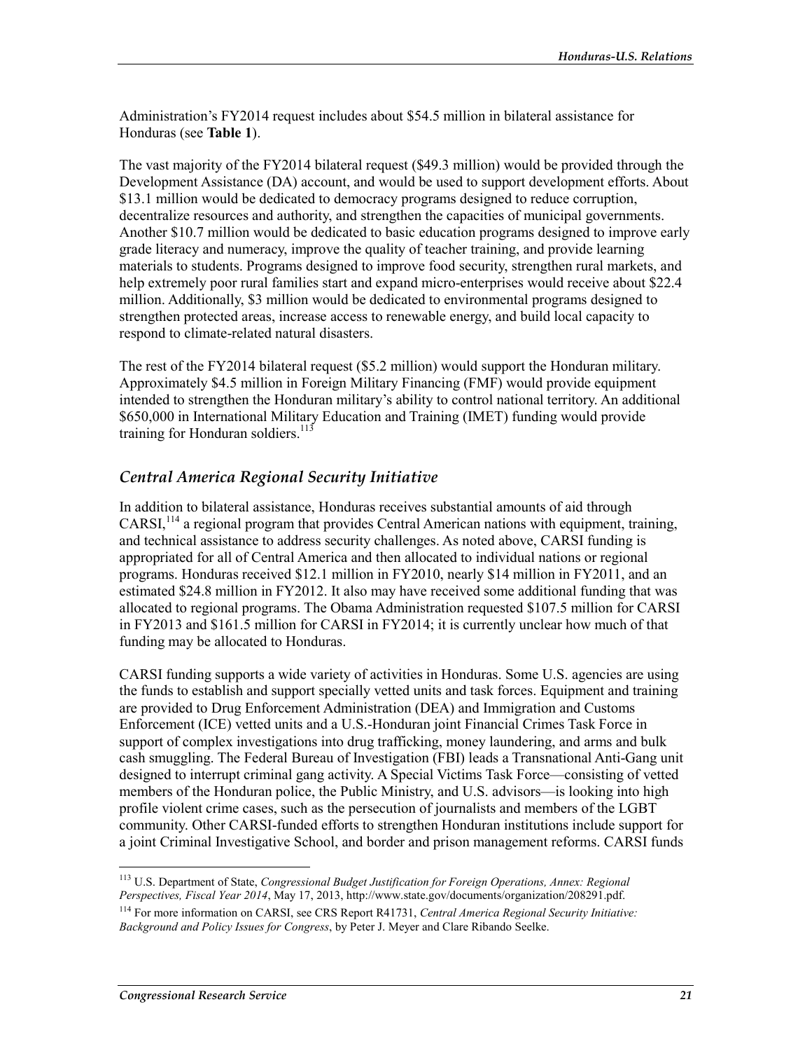Administration's FY2014 request includes about $54.5 million in bilateral assistance for Honduras (see **Table 1**).

The vast majority of the FY2014 bilateral request ($49.3 million) would be provided through the Development Assistance (DA) account, and would be used to support development efforts. About $13.1 million would be dedicated to democracy programs designed to reduce corruption, decentralize resources and authority, and strengthen the capacities of municipal governments. Another $10.7 million would be dedicated to basic education programs designed to improve early grade literacy and numeracy, improve the quality of teacher training, and provide learning materials to students. Programs designed to improve food security, strengthen rural markets, and help extremely poor rural families start and expand micro-enterprises would receive about $22.4 million. Additionally, $3 million would be dedicated to environmental programs designed to strengthen protected areas, increase access to renewable energy, and build local capacity to respond to climate-related natural disasters.

The rest of the FY2014 bilateral request ($5.2 million) would support the Honduran military. Approximately $4.5 million in Foreign Military Financing (FMF) would provide equipment intended to strengthen the Honduran military's ability to control national territory. An additional $650,000 in International Military Education and Training (IMET) funding would provide training for Honduran soldiers.[113]

### *Central America Regional Security Initiative*

In addition to bilateral assistance, Honduras receives substantial amounts of aid through CARSI,[114] a regional program that provides Central American nations with equipment, training, and technical assistance to address security challenges. As noted above, CARSI funding is appropriated for all of Central America and then allocated to individual nations or regional programs. Honduras received $12.1 million in FY2010, nearly $14 million in FY2011, and an estimated $24.8 million in FY2012. It also may have received some additional funding that was allocated to regional programs. The Obama Administration requested $107.5 million for CARSI in FY2013 and $161.5 million for CARSI in FY2014; it is currently unclear how much of that funding may be allocated to Honduras.

CARSI funding supports a wide variety of activities in Honduras. Some U.S. agencies are using the funds to establish and support specially vetted units and task forces. Equipment and training are provided to Drug Enforcement Administration (DEA) and Immigration and Customs Enforcement (ICE) vetted units and a U.S.-Honduran joint Financial Crimes Task Force in support of complex investigations into drug trafficking, money laundering, and arms and bulk cash smuggling. The Federal Bureau of Investigation (FBI) leads a Transnational Anti-Gang unit designed to interrupt criminal gang activity. A Special Victims Task Force—consisting of vetted members of the Honduran police, the Public Ministry, and U.S. advisors—is looking into high profile violent crime cases, such as the persecution of journalists and members of the LGBT community. Other CARSI-funded efforts to strengthen Honduran institutions include support for a joint Criminal Investigative School, and border and prison management reforms. CARSI funds

---

[113] U.S. Department of State, *Congressional Budget Justification for Foreign Operations, Annex: Regional Perspectives, Fiscal Year 2014*, May 17, 2013, http://www.state.gov/documents/organization/208291.pdf.

[114] For more information on CARSI, see CRS Report R41731, *Central America Regional Security Initiative: Background and Policy Issues for Congress*, by Peter J. Meyer and Clare Ribando Seelke.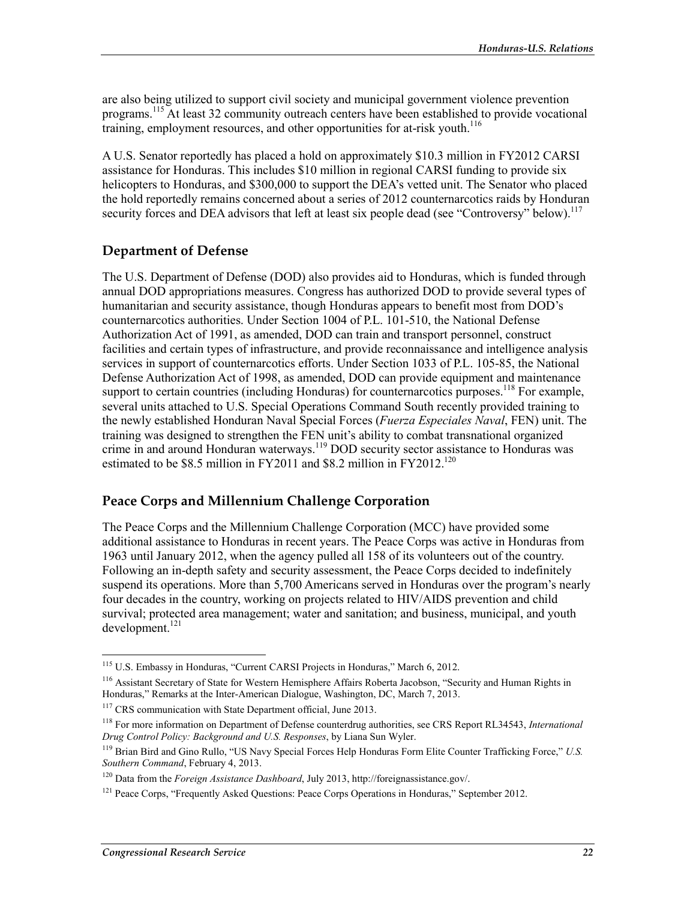are also being utilized to support civil society and municipal government violence prevention programs.[115] At least 32 community outreach centers have been established to provide vocational training, employment resources, and other opportunities for at-risk youth.[116]

A U.S. Senator reportedly has placed a hold on approximately $10.3 million in FY2012 CARSI assistance for Honduras. This includes $10 million in regional CARSI funding to provide six helicopters to Honduras, and $300,000 to support the DEA's vetted unit. The Senator who placed the hold reportedly remains concerned about a series of 2012 counternarcotics raids by Honduran security forces and DEA advisors that left at least six people dead (see "Controversy" below).[117]

## Department of Defense

The U.S. Department of Defense (DOD) also provides aid to Honduras, which is funded through annual DOD appropriations measures. Congress has authorized DOD to provide several types of humanitarian and security assistance, though Honduras appears to benefit most from DOD's counternarcotics authorities. Under Section 1004 of P.L. 101-510, the National Defense Authorization Act of 1991, as amended, DOD can train and transport personnel, construct facilities and certain types of infrastructure, and provide reconnaissance and intelligence analysis services in support of counternarcotics efforts. Under Section 1033 of P.L. 105-85, the National Defense Authorization Act of 1998, as amended, DOD can provide equipment and maintenance support to certain countries (including Honduras) for counternarcotics purposes.[118] For example, several units attached to U.S. Special Operations Command South recently provided training to the newly established Honduran Naval Special Forces (*Fuerza Especiales Naval*, FEN) unit. The training was designed to strengthen the FEN unit's ability to combat transnational organized crime in and around Honduran waterways.[119] DOD security sector assistance to Honduras was estimated to be $8.5 million in FY2011 and $8.2 million in FY2012.[120]

## Peace Corps and Millennium Challenge Corporation

The Peace Corps and the Millennium Challenge Corporation (MCC) have provided some additional assistance to Honduras in recent years. The Peace Corps was active in Honduras from 1963 until January 2012, when the agency pulled all 158 of its volunteers out of the country. Following an in-depth safety and security assessment, the Peace Corps decided to indefinitely suspend its operations. More than 5,700 Americans served in Honduras over the program's nearly four decades in the country, working on projects related to HIV/AIDS prevention and child survival; protected area management; water and sanitation; and business, municipal, and youth development.[121]

---

[115] U.S. Embassy in Honduras, "Current CARSI Projects in Honduras," March 6, 2012.

[116] Assistant Secretary of State for Western Hemisphere Affairs Roberta Jacobson, "Security and Human Rights in Honduras," Remarks at the Inter-American Dialogue, Washington, DC, March 7, 2013.

[117] CRS communication with State Department official, June 2013.

[118] For more information on Department of Defense counterdrug authorities, see CRS Report RL34543, *International Drug Control Policy: Background and U.S. Responses*, by Liana Sun Wyler.

[119] Brian Bird and Gino Rullo, "US Navy Special Forces Help Honduras Form Elite Counter Trafficking Force," *U.S. Southern Command*, February 4, 2013.

[120] Data from the *Foreign Assistance Dashboard*, July 2013, http://foreignassistance.gov/.

[121] Peace Corps, "Frequently Asked Questions: Peace Corps Operations in Honduras," September 2012.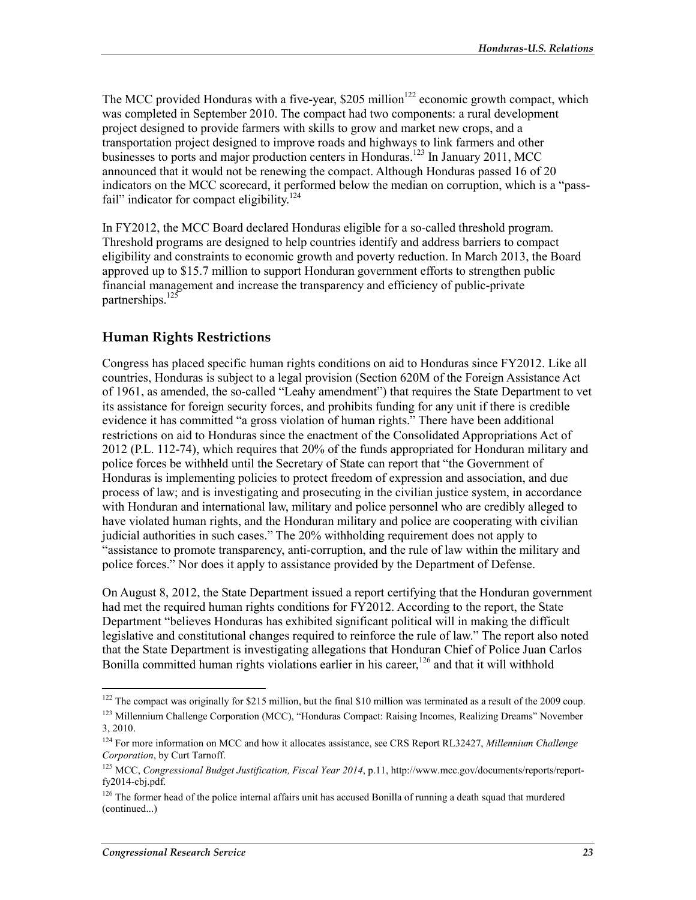The MCC provided Honduras with a five-year, $205 million[122] economic growth compact, which was completed in September 2010. The compact had two components: a rural development project designed to provide farmers with skills to grow and market new crops, and a transportation project designed to improve roads and highways to link farmers and other businesses to ports and major production centers in Honduras.[123] In January 2011, MCC announced that it would not be renewing the compact. Although Honduras passed 16 of 20 indicators on the MCC scorecard, it performed below the median on corruption, which is a "pass-fail" indicator for compact eligibility.[124]

In FY2012, the MCC Board declared Honduras eligible for a so-called threshold program. Threshold programs are designed to help countries identify and address barriers to compact eligibility and constraints to economic growth and poverty reduction. In March 2013, the Board approved up to $15.7 million to support Honduran government efforts to strengthen public financial management and increase the transparency and efficiency of public-private partnerships.[125]

## Human Rights Restrictions

Congress has placed specific human rights conditions on aid to Honduras since FY2012. Like all countries, Honduras is subject to a legal provision (Section 620M of the Foreign Assistance Act of 1961, as amended, the so-called "Leahy amendment") that requires the State Department to vet its assistance for foreign security forces, and prohibits funding for any unit if there is credible evidence it has committed "a gross violation of human rights." There have been additional restrictions on aid to Honduras since the enactment of the Consolidated Appropriations Act of 2012 (P.L. 112-74), which requires that 20% of the funds appropriated for Honduran military and police forces be withheld until the Secretary of State can report that "the Government of Honduras is implementing policies to protect freedom of expression and association, and due process of law; and is investigating and prosecuting in the civilian justice system, in accordance with Honduran and international law, military and police personnel who are credibly alleged to have violated human rights, and the Honduran military and police are cooperating with civilian judicial authorities in such cases." The 20% withholding requirement does not apply to "assistance to promote transparency, anti-corruption, and the rule of law within the military and police forces." Nor does it apply to assistance provided by the Department of Defense.

On August 8, 2012, the State Department issued a report certifying that the Honduran government had met the required human rights conditions for FY2012. According to the report, the State Department "believes Honduras has exhibited significant political will in making the difficult legislative and constitutional changes required to reinforce the rule of law." The report also noted that the State Department is investigating allegations that Honduran Chief of Police Juan Carlos Bonilla committed human rights violations earlier in his career,[126] and that it will withhold

---

[122] The compact was originally for $215 million, but the final $10 million was terminated as a result of the 2009 coup.

[123] Millennium Challenge Corporation (MCC), "Honduras Compact: Raising Incomes, Realizing Dreams" November 3, 2010.

[124] For more information on MCC and how it allocates assistance, see CRS Report RL32427, *Millennium Challenge Corporation*, by Curt Tarnoff.

[125] MCC, *Congressional Budget Justification, Fiscal Year 2014*, p.11, http://www.mcc.gov/documents/reports/report-fy2014-cbj.pdf.

[126] The former head of the police internal affairs unit has accused Bonilla of running a death squad that murdered (continued...)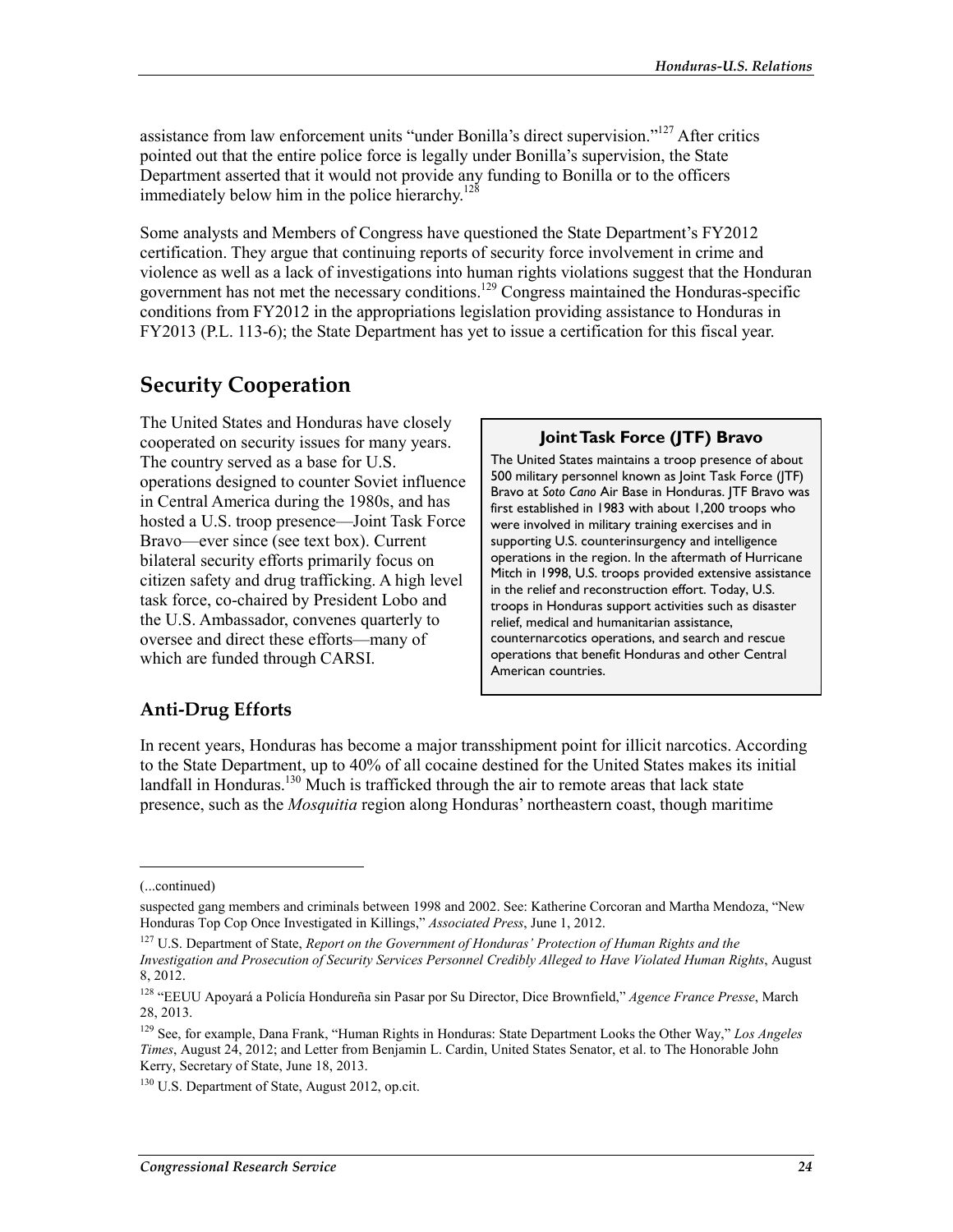assistance from law enforcement units "under Bonilla's direct supervision."[127] After critics pointed out that the entire police force is legally under Bonilla's supervision, the State Department asserted that it would not provide any funding to Bonilla or to the officers immediately below him in the police hierarchy.[128]

Some analysts and Members of Congress have questioned the State Department's FY2012 certification. They argue that continuing reports of security force involvement in crime and violence as well as a lack of investigations into human rights violations suggest that the Honduran government has not met the necessary conditions.[129] Congress maintained the Honduras-specific conditions from FY2012 in the appropriations legislation providing assistance to Honduras in FY2013 (P.L. 113-6); the State Department has yet to issue a certification for this fiscal year.

## Security Cooperation

The United States and Honduras have closely cooperated on security issues for many years. The country served as a base for U.S. operations designed to counter Soviet influence in Central America during the 1980s, and has hosted a U.S. troop presence—Joint Task Force Bravo—ever since (see text box). Current bilateral security efforts primarily focus on citizen safety and drug trafficking. A high level task force, co-chaired by President Lobo and the U.S. Ambassador, convenes quarterly to oversee and direct these efforts—many of which are funded through CARSI.

> **Joint Task Force (JTF) Bravo**
>
> The United States maintains a troop presence of about 500 military personnel known as Joint Task Force (JTF) Bravo at *Soto Cano* Air Base in Honduras. JTF Bravo was first established in 1983 with about 1,200 troops who were involved in military training exercises and in supporting U.S. counterinsurgency and intelligence operations in the region. In the aftermath of Hurricane Mitch in 1998, U.S. troops provided extensive assistance in the relief and reconstruction effort. Today, U.S. troops in Honduras support activities such as disaster relief, medical and humanitarian assistance, counternarcotics operations, and search and rescue operations that benefit Honduras and other Central American countries.

### Anti-Drug Efforts

In recent years, Honduras has become a major transshipment point for illicit narcotics. According to the State Department, up to 40% of all cocaine destined for the United States makes its initial landfall in Honduras.[130] Much is trafficked through the air to remote areas that lack state presence, such as the *Mosquitia* region along Honduras' northeastern coast, though maritime

---

(...continued)

suspected gang members and criminals between 1998 and 2002. See: Katherine Corcoran and Martha Mendoza, "New Honduras Top Cop Once Investigated in Killings," *Associated Press*, June 1, 2012.

[127] U.S. Department of State, *Report on the Government of Honduras' Protection of Human Rights and the Investigation and Prosecution of Security Services Personnel Credibly Alleged to Have Violated Human Rights*, August 8, 2012.

[128] "EEUU Apoyará a Policía Hondureña sin Pasar por Su Director, Dice Brownfield," *Agence France Presse*, March 28, 2013.

[129] See, for example, Dana Frank, "Human Rights in Honduras: State Department Looks the Other Way," *Los Angeles Times*, August 24, 2012; and Letter from Benjamin L. Cardin, United States Senator, et al. to The Honorable John Kerry, Secretary of State, June 18, 2013.

[130] U.S. Department of State, August 2012, op.cit.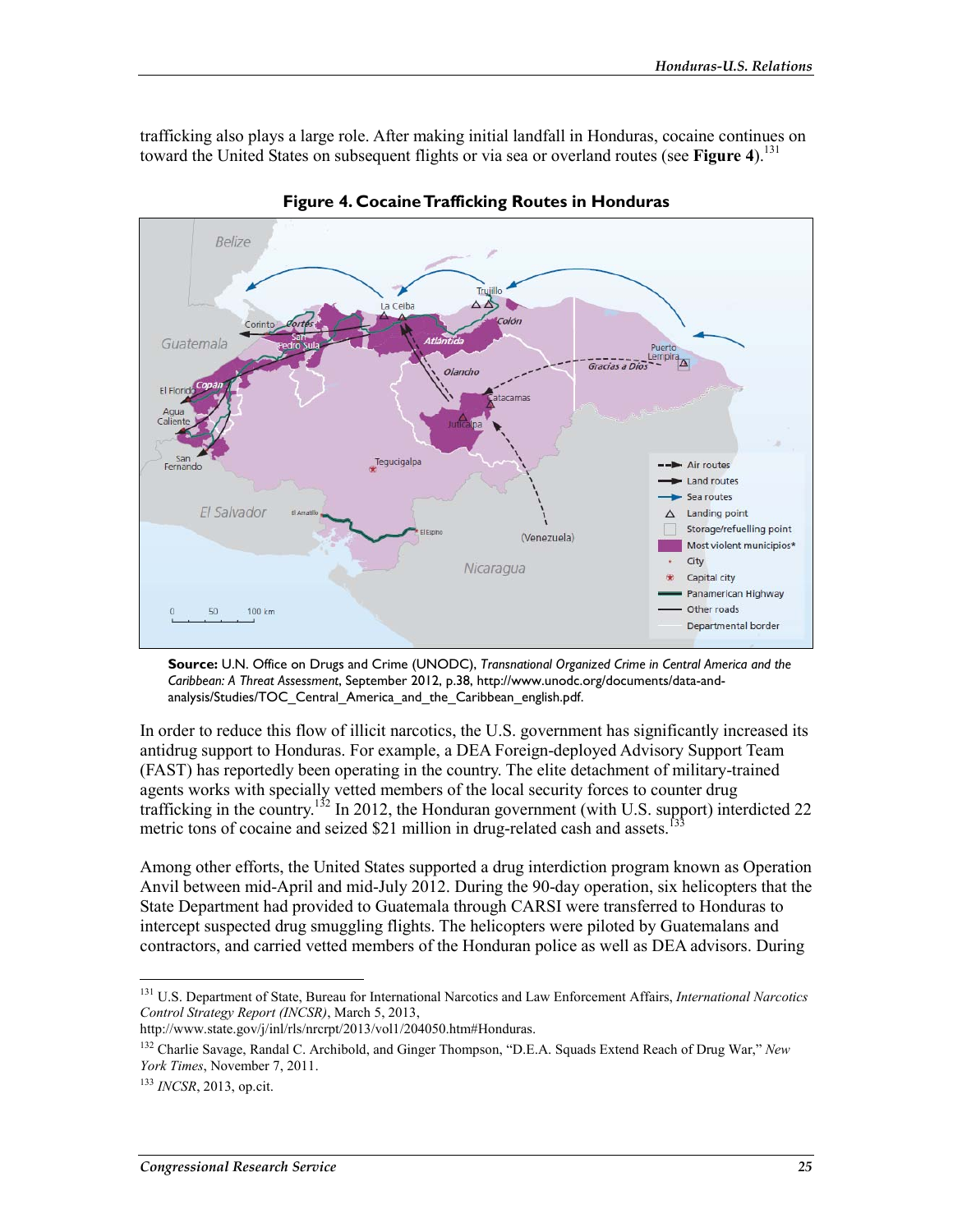trafficking also plays a large role. After making initial landfall in Honduras, cocaine continues on toward the United States on subsequent flights or via sea or overland routes (see **Figure 4**).[131]

**Figure 4. Cocaine Trafficking Routes in Honduras**

**Source:** U.N. Office on Drugs and Crime (UNODC), *Transnational Organized Crime in Central America and the Caribbean: A Threat Assessment*, September 2012, p.38, http://www.unodc.org/documents/data-and-analysis/Studies/TOC_Central_America_and_the_Caribbean_english.pdf.

In order to reduce this flow of illicit narcotics, the U.S. government has significantly increased its antidrug support to Honduras. For example, a DEA Foreign-deployed Advisory Support Team (FAST) has reportedly been operating in the country. The elite detachment of military-trained agents works with specially vetted members of the local security forces to counter drug trafficking in the country.[132] In 2012, the Honduran government (with U.S. support) interdicted 22 metric tons of cocaine and seized $21 million in drug-related cash and assets.[133]

Among other efforts, the United States supported a drug interdiction program known as Operation Anvil between mid-April and mid-July 2012. During the 90-day operation, six helicopters that the State Department had provided to Guatemala through CARSI were transferred to Honduras to intercept suspected drug smuggling flights. The helicopters were piloted by Guatemalans and contractors, and carried vetted members of the Honduran police as well as DEA advisors. During

---

[131] U.S. Department of State, Bureau for International Narcotics and Law Enforcement Affairs, *International Narcotics Control Strategy Report (INCSR)*, March 5, 2013, http://www.state.gov/j/inl/rls/nrcrpt/2013/vol1/204050.htm#Honduras.

[132] Charlie Savage, Randal C. Archibold, and Ginger Thompson, "D.E.A. Squads Extend Reach of Drug War," *New York Times*, November 7, 2011.

[133] *INCSR*, 2013, op.cit.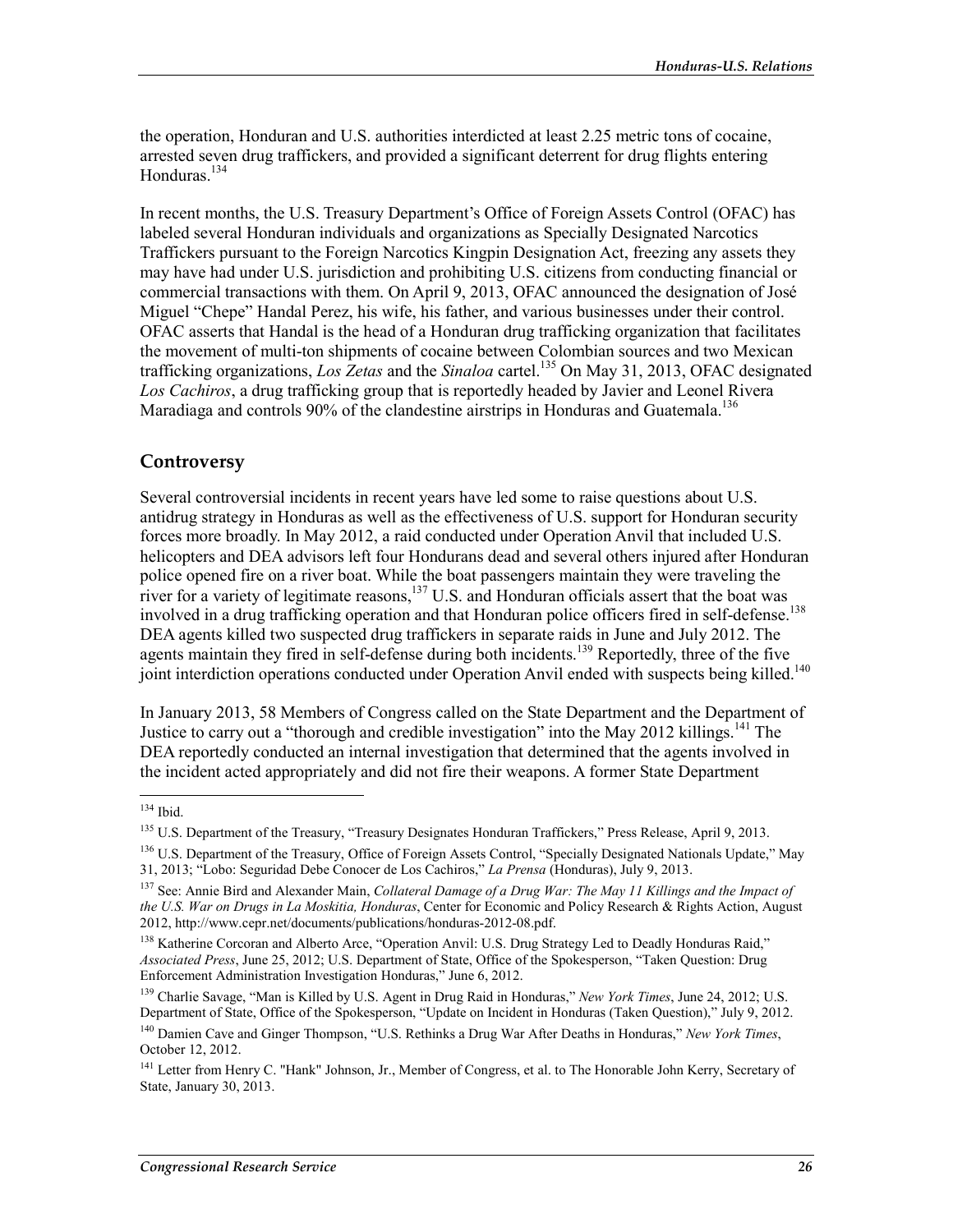the operation, Honduran and U.S. authorities interdicted at least 2.25 metric tons of cocaine, arrested seven drug traffickers, and provided a significant deterrent for drug flights entering Honduras.[134]

In recent months, the U.S. Treasury Department's Office of Foreign Assets Control (OFAC) has labeled several Honduran individuals and organizations as Specially Designated Narcotics Traffickers pursuant to the Foreign Narcotics Kingpin Designation Act, freezing any assets they may have had under U.S. jurisdiction and prohibiting U.S. citizens from conducting financial or commercial transactions with them. On April 9, 2013, OFAC announced the designation of José Miguel "Chepe" Handal Perez, his wife, his father, and various businesses under their control. OFAC asserts that Handal is the head of a Honduran drug trafficking organization that facilitates the movement of multi-ton shipments of cocaine between Colombian sources and two Mexican trafficking organizations, *Los Zetas* and the *Sinaloa* cartel.[135] On May 31, 2013, OFAC designated *Los Cachiros*, a drug trafficking group that is reportedly headed by Javier and Leonel Rivera Maradiaga and controls 90% of the clandestine airstrips in Honduras and Guatemala.[136]

## Controversy

Several controversial incidents in recent years have led some to raise questions about U.S. antidrug strategy in Honduras as well as the effectiveness of U.S. support for Honduran security forces more broadly. In May 2012, a raid conducted under Operation Anvil that included U.S. helicopters and DEA advisors left four Hondurans dead and several others injured after Honduran police opened fire on a river boat. While the boat passengers maintain they were traveling the river for a variety of legitimate reasons,[137] U.S. and Honduran officials assert that the boat was involved in a drug trafficking operation and that Honduran police officers fired in self-defense.[138] DEA agents killed two suspected drug traffickers in separate raids in June and July 2012. The agents maintain they fired in self-defense during both incidents.[139] Reportedly, three of the five joint interdiction operations conducted under Operation Anvil ended with suspects being killed.[140]

In January 2013, 58 Members of Congress called on the State Department and the Department of Justice to carry out a "thorough and credible investigation" into the May 2012 killings.[141] The DEA reportedly conducted an internal investigation that determined that the agents involved in the incident acted appropriately and did not fire their weapons. A former State Department

---

[134] Ibid.

[135] U.S. Department of the Treasury, "Treasury Designates Honduran Traffickers," Press Release, April 9, 2013.

[136] U.S. Department of the Treasury, Office of Foreign Assets Control, "Specially Designated Nationals Update," May 31, 2013; "Lobo: Seguridad Debe Conocer de Los Cachiros," *La Prensa* (Honduras), July 9, 2013.

[137] See: Annie Bird and Alexander Main, *Collateral Damage of a Drug War: The May 11 Killings and the Impact of the U.S. War on Drugs in La Moskitia, Honduras*, Center for Economic and Policy Research & Rights Action, August 2012, http://www.cepr.net/documents/publications/honduras-2012-08.pdf.

[138] Katherine Corcoran and Alberto Arce, "Operation Anvil: U.S. Drug Strategy Led to Deadly Honduras Raid," *Associated Press*, June 25, 2012; U.S. Department of State, Office of the Spokesperson, "Taken Question: Drug Enforcement Administration Investigation Honduras," June 6, 2012.

[139] Charlie Savage, "Man is Killed by U.S. Agent in Drug Raid in Honduras," *New York Times*, June 24, 2012; U.S. Department of State, Office of the Spokesperson, "Update on Incident in Honduras (Taken Question)," July 9, 2012.

[140] Damien Cave and Ginger Thompson, "U.S. Rethinks a Drug War After Deaths in Honduras," *New York Times*, October 12, 2012.

[141] Letter from Henry C. "Hank" Johnson, Jr., Member of Congress, et al. to The Honorable John Kerry, Secretary of State, January 30, 2013.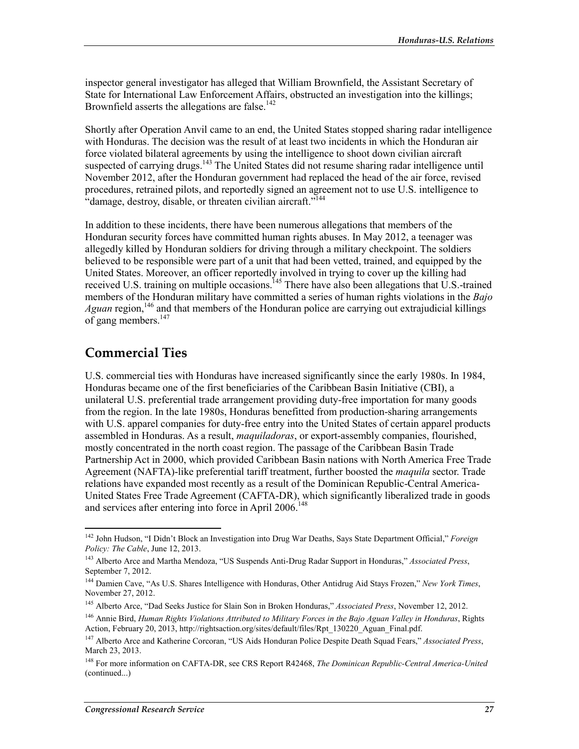inspector general investigator has alleged that William Brownfield, the Assistant Secretary of State for International Law Enforcement Affairs, obstructed an investigation into the killings; Brownfield asserts the allegations are false.[142]

Shortly after Operation Anvil came to an end, the United States stopped sharing radar intelligence with Honduras. The decision was the result of at least two incidents in which the Honduran air force violated bilateral agreements by using the intelligence to shoot down civilian aircraft suspected of carrying drugs.[143] The United States did not resume sharing radar intelligence until November 2012, after the Honduran government had replaced the head of the air force, revised procedures, retrained pilots, and reportedly signed an agreement not to use U.S. intelligence to "damage, destroy, disable, or threaten civilian aircraft."[144]

In addition to these incidents, there have been numerous allegations that members of the Honduran security forces have committed human rights abuses. In May 2012, a teenager was allegedly killed by Honduran soldiers for driving through a military checkpoint. The soldiers believed to be responsible were part of a unit that had been vetted, trained, and equipped by the United States. Moreover, an officer reportedly involved in trying to cover up the killing had received U.S. training on multiple occasions.[145] There have also been allegations that U.S.-trained members of the Honduran military have committed a series of human rights violations in the *Bajo Aguan* region,[146] and that members of the Honduran police are carrying out extrajudicial killings of gang members.[147]

## Commercial Ties

U.S. commercial ties with Honduras have increased significantly since the early 1980s. In 1984, Honduras became one of the first beneficiaries of the Caribbean Basin Initiative (CBI), a unilateral U.S. preferential trade arrangement providing duty-free importation for many goods from the region. In the late 1980s, Honduras benefitted from production-sharing arrangements with U.S. apparel companies for duty-free entry into the United States of certain apparel products assembled in Honduras. As a result, *maquiladoras*, or export-assembly companies, flourished, mostly concentrated in the north coast region. The passage of the Caribbean Basin Trade Partnership Act in 2000, which provided Caribbean Basin nations with North America Free Trade Agreement (NAFTA)-like preferential tariff treatment, further boosted the *maquila* sector. Trade relations have expanded most recently as a result of the Dominican Republic-Central America-United States Free Trade Agreement (CAFTA-DR), which significantly liberalized trade in goods and services after entering into force in April 2006.[148]

---

[142] John Hudson, "I Didn't Block an Investigation into Drug War Deaths, Says State Department Official," *Foreign Policy: The Cable*, June 12, 2013.

[143] Alberto Arce and Martha Mendoza, "US Suspends Anti-Drug Radar Support in Honduras," *Associated Press*, September 7, 2012.

[144] Damien Cave, "As U.S. Shares Intelligence with Honduras, Other Antidrug Aid Stays Frozen," *New York Times*, November 27, 2012.

[145] Alberto Arce, "Dad Seeks Justice for Slain Son in Broken Honduras," *Associated Press*, November 12, 2012.

[146] Annie Bird, *Human Rights Violations Attributed to Military Forces in the Bajo Aguan Valley in Honduras*, Rights Action, February 20, 2013, http://rightsaction.org/sites/default/files/Rpt_130220_Aguan_Final.pdf.

[147] Alberto Arce and Katherine Corcoran, "US Aids Honduran Police Despite Death Squad Fears," *Associated Press*, March 23, 2013.

[148] For more information on CAFTA-DR, see CRS Report R42468, *The Dominican Republic-Central America-United* (continued...)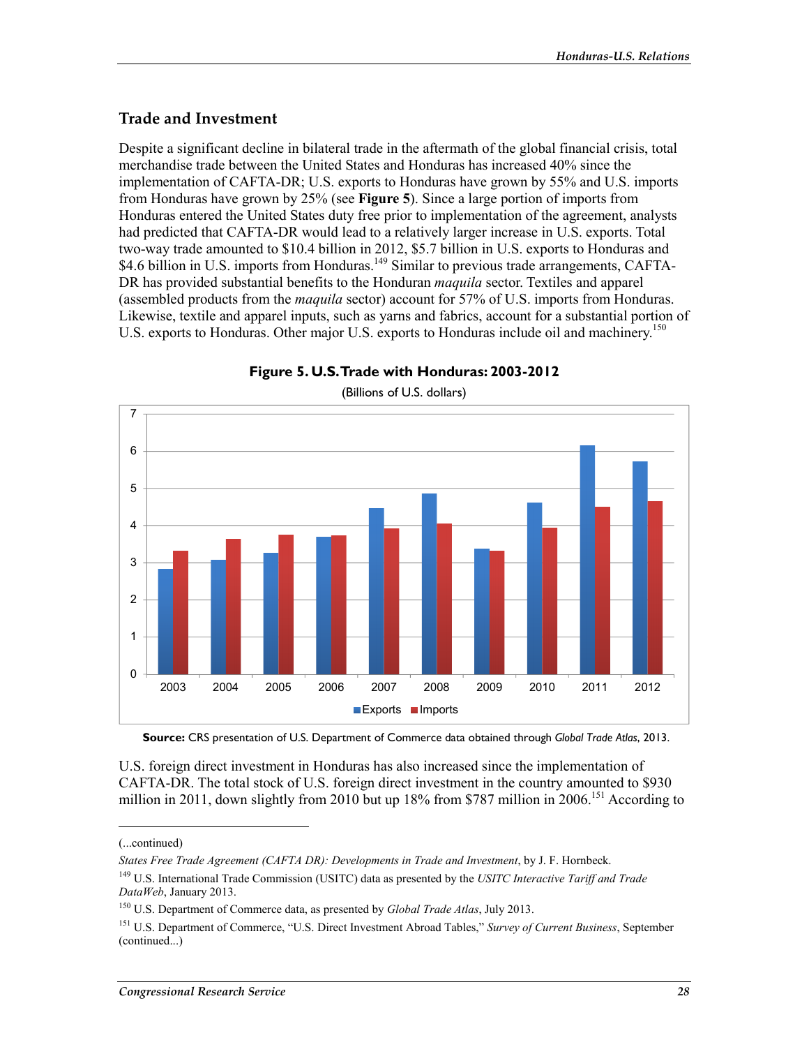## Trade and Investment

Despite a significant decline in bilateral trade in the aftermath of the global financial crisis, total merchandise trade between the United States and Honduras has increased 40% since the implementation of CAFTA-DR; U.S. exports to Honduras have grown by 55% and U.S. imports from Honduras have grown by 25% (see **Figure 5**). Since a large portion of imports from Honduras entered the United States duty free prior to implementation of the agreement, analysts had predicted that CAFTA-DR would lead to a relatively larger increase in U.S. exports. Total two-way trade amounted to $10.4 billion in 2012, $5.7 billion in U.S. exports to Honduras and $4.6 billion in U.S. imports from Honduras.[149] Similar to previous trade arrangements, CAFTA-DR has provided substantial benefits to the Honduran *maquila* sector. Textiles and apparel (assembled products from the *maquila* sector) account for 57% of U.S. imports from Honduras. Likewise, textile and apparel inputs, such as yarns and fabrics, account for a substantial portion of U.S. exports to Honduras. Other major U.S. exports to Honduras include oil and machinery.[150]

**Figure 5. U.S. Trade with Honduras: 2003-2012**

(Billions of U.S. dollars)

**Source:** CRS presentation of U.S. Department of Commerce data obtained through *Global Trade Atlas*, 2013.

U.S. foreign direct investment in Honduras has also increased since the implementation of CAFTA-DR. The total stock of U.S. foreign direct investment in the country amounted to $930 million in 2011, down slightly from 2010 but up 18% from $787 million in 2006.[151] According to

---

(...continued)

*States Free Trade Agreement (CAFTA DR): Developments in Trade and Investment*, by J. F. Hornbeck.

[149] U.S. International Trade Commission (USITC) data as presented by the *USITC Interactive Tariff and Trade DataWeb*, January 2013.

[150] U.S. Department of Commerce data, as presented by *Global Trade Atlas*, July 2013.

[151] U.S. Department of Commerce, "U.S. Direct Investment Abroad Tables," *Survey of Current Business*, September (continued...)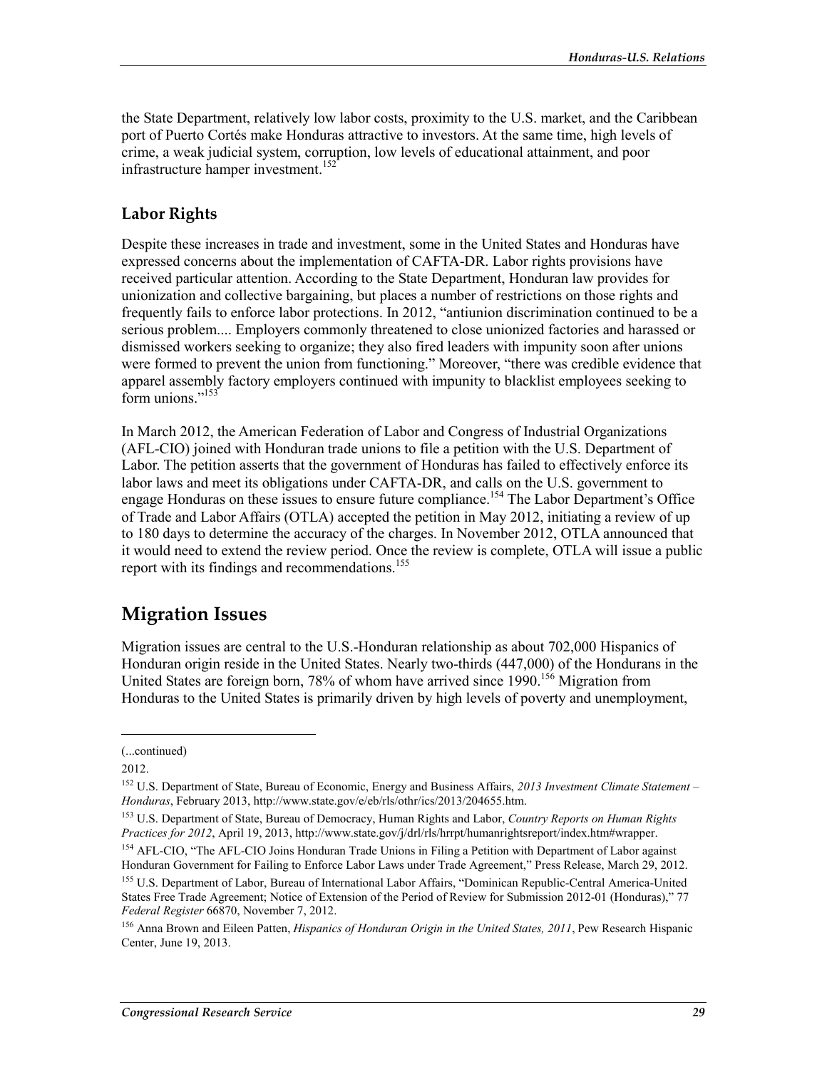the State Department, relatively low labor costs, proximity to the U.S. market, and the Caribbean port of Puerto Cortés make Honduras attractive to investors. At the same time, high levels of crime, a weak judicial system, corruption, low levels of educational attainment, and poor infrastructure hamper investment.[152]

### Labor Rights

Despite these increases in trade and investment, some in the United States and Honduras have expressed concerns about the implementation of CAFTA-DR. Labor rights provisions have received particular attention. According to the State Department, Honduran law provides for unionization and collective bargaining, but places a number of restrictions on those rights and frequently fails to enforce labor protections. In 2012, "antiunion discrimination continued to be a serious problem.... Employers commonly threatened to close unionized factories and harassed or dismissed workers seeking to organize; they also fired leaders with impunity soon after unions were formed to prevent the union from functioning." Moreover, "there was credible evidence that apparel assembly factory employers continued with impunity to blacklist employees seeking to form unions."[153]

In March 2012, the American Federation of Labor and Congress of Industrial Organizations (AFL-CIO) joined with Honduran trade unions to file a petition with the U.S. Department of Labor. The petition asserts that the government of Honduras has failed to effectively enforce its labor laws and meet its obligations under CAFTA-DR, and calls on the U.S. government to engage Honduras on these issues to ensure future compliance.[154] The Labor Department's Office of Trade and Labor Affairs (OTLA) accepted the petition in May 2012, initiating a review of up to 180 days to determine the accuracy of the charges. In November 2012, OTLA announced that it would need to extend the review period. Once the review is complete, OTLA will issue a public report with its findings and recommendations.[155]

## Migration Issues

Migration issues are central to the U.S.-Honduran relationship as about 702,000 Hispanics of Honduran origin reside in the United States. Nearly two-thirds (447,000) of the Hondurans in the United States are foreign born, 78% of whom have arrived since 1990.[156] Migration from Honduras to the United States is primarily driven by high levels of poverty and unemployment,

---

(...continued)

2012.

[152] U.S. Department of State, Bureau of Economic, Energy and Business Affairs, *2013 Investment Climate Statement – Honduras*, February 2013, http://www.state.gov/e/eb/rls/othr/ics/2013/204655.htm.

[153] U.S. Department of State, Bureau of Democracy, Human Rights and Labor, *Country Reports on Human Rights Practices for 2012*, April 19, 2013, http://www.state.gov/j/drl/rls/hrrpt/humanrightsreport/index.htm#wrapper.

[154] AFL-CIO, "The AFL-CIO Joins Honduran Trade Unions in Filing a Petition with Department of Labor against Honduran Government for Failing to Enforce Labor Laws under Trade Agreement," Press Release, March 29, 2012.

[155] U.S. Department of Labor, Bureau of International Labor Affairs, "Dominican Republic-Central America-United States Free Trade Agreement; Notice of Extension of the Period of Review for Submission 2012-01 (Honduras)," 77 *Federal Register* 66870, November 7, 2012.

[156] Anna Brown and Eileen Patten, *Hispanics of Honduran Origin in the United States, 2011*, Pew Research Hispanic Center, June 19, 2013.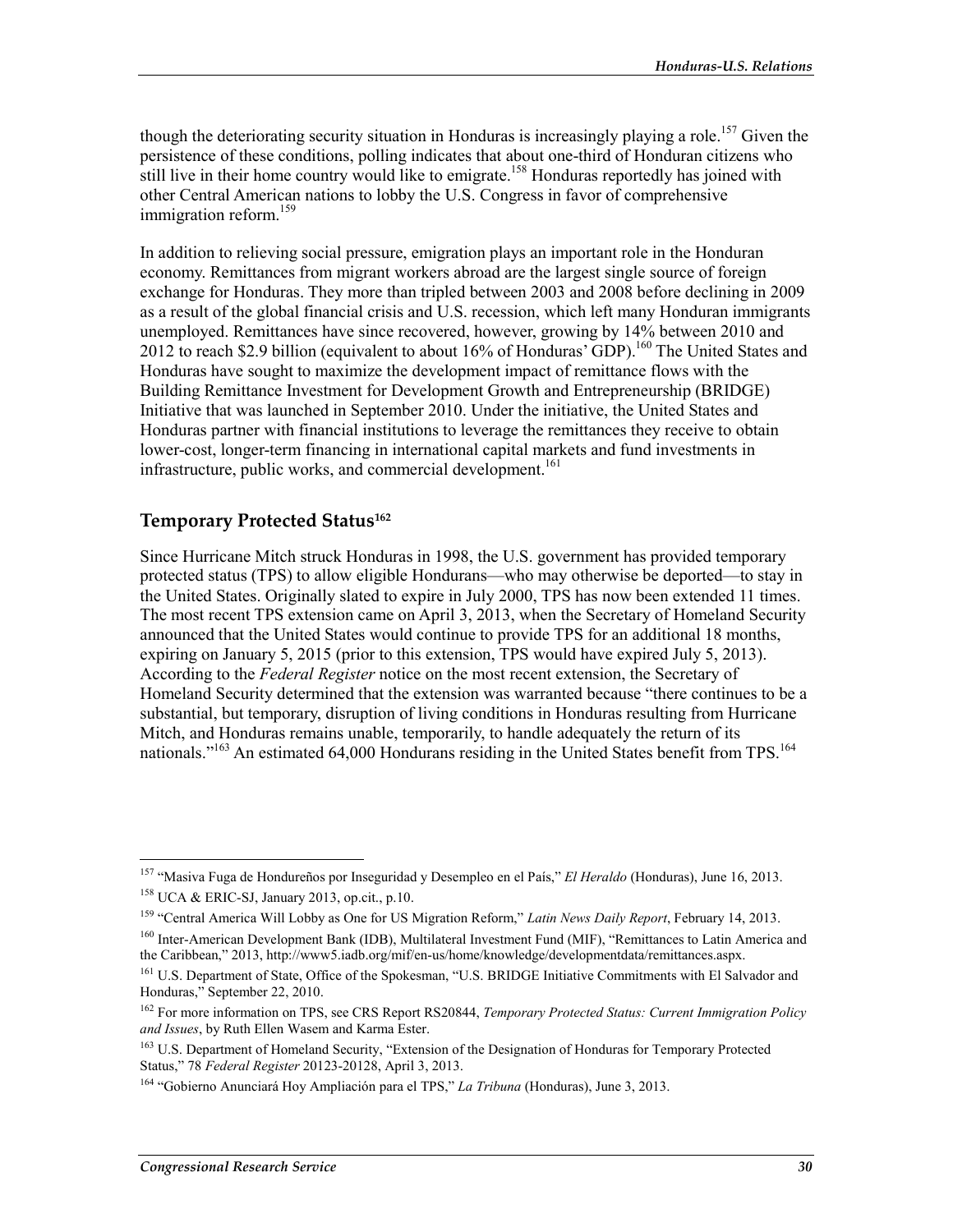though the deteriorating security situation in Honduras is increasingly playing a role.[157] Given the persistence of these conditions, polling indicates that about one-third of Honduran citizens who still live in their home country would like to emigrate.[158] Honduras reportedly has joined with other Central American nations to lobby the U.S. Congress in favor of comprehensive immigration reform.[159]

In addition to relieving social pressure, emigration plays an important role in the Honduran economy. Remittances from migrant workers abroad are the largest single source of foreign exchange for Honduras. They more than tripled between 2003 and 2008 before declining in 2009 as a result of the global financial crisis and U.S. recession, which left many Honduran immigrants unemployed. Remittances have since recovered, however, growing by 14% between 2010 and 2012 to reach $2.9 billion (equivalent to about 16% of Honduras' GDP).[160] The United States and Honduras have sought to maximize the development impact of remittance flows with the Building Remittance Investment for Development Growth and Entrepreneurship (BRIDGE) Initiative that was launched in September 2010. Under the initiative, the United States and Honduras partner with financial institutions to leverage the remittances they receive to obtain lower-cost, longer-term financing in international capital markets and fund investments in infrastructure, public works, and commercial development.[161]

## Temporary Protected Status[162]

Since Hurricane Mitch struck Honduras in 1998, the U.S. government has provided temporary protected status (TPS) to allow eligible Hondurans—who may otherwise be deported—to stay in the United States. Originally slated to expire in July 2000, TPS has now been extended 11 times. The most recent TPS extension came on April 3, 2013, when the Secretary of Homeland Security announced that the United States would continue to provide TPS for an additional 18 months, expiring on January 5, 2015 (prior to this extension, TPS would have expired July 5, 2013). According to the *Federal Register* notice on the most recent extension, the Secretary of Homeland Security determined that the extension was warranted because "there continues to be a substantial, but temporary, disruption of living conditions in Honduras resulting from Hurricane Mitch, and Honduras remains unable, temporarily, to handle adequately the return of its nationals."[163] An estimated 64,000 Hondurans residing in the United States benefit from TPS.[164]

---

[157] "Masiva Fuga de Hondureños por Inseguridad y Desempleo en el País," *El Heraldo* (Honduras), June 16, 2013.

[158] UCA & ERIC-SJ, January 2013, op.cit., p.10.

[159] "Central America Will Lobby as One for US Migration Reform," *Latin News Daily Report*, February 14, 2013.

[160] Inter-American Development Bank (IDB), Multilateral Investment Fund (MIF), "Remittances to Latin America and the Caribbean," 2013, http://www5.iadb.org/mif/en-us/home/knowledge/developmentdata/remittances.aspx.

[161] U.S. Department of State, Office of the Spokesman, "U.S. BRIDGE Initiative Commitments with El Salvador and Honduras," September 22, 2010.

[162] For more information on TPS, see CRS Report RS20844, *Temporary Protected Status: Current Immigration Policy and Issues*, by Ruth Ellen Wasem and Karma Ester.

[163] U.S. Department of Homeland Security, "Extension of the Designation of Honduras for Temporary Protected Status," 78 *Federal Register* 20123-20128, April 3, 2013.

[164] "Gobierno Anunciará Hoy Ampliación para el TPS," *La Tribuna* (Honduras), June 3, 2013.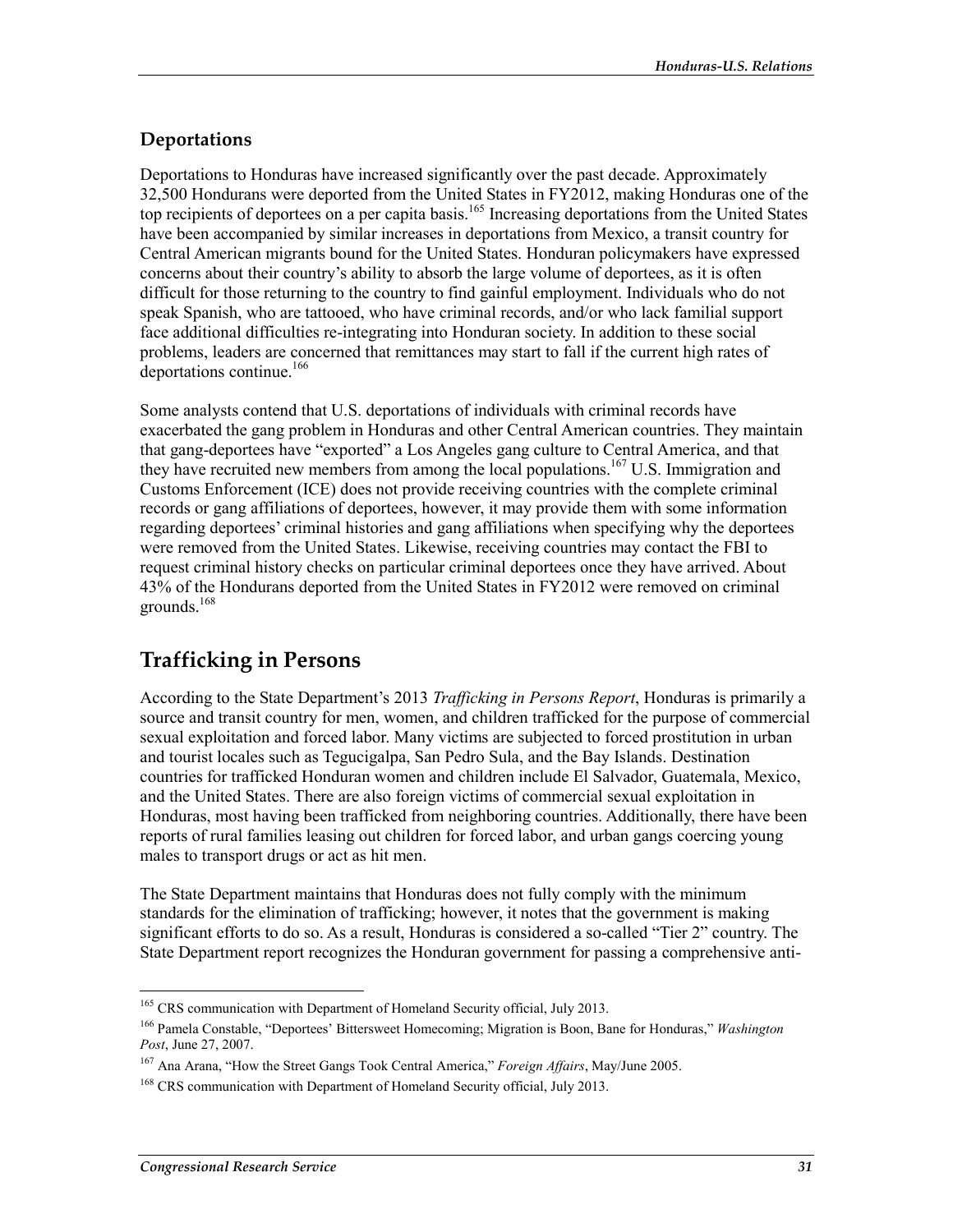### Deportations

Deportations to Honduras have increased significantly over the past decade. Approximately 32,500 Hondurans were deported from the United States in FY2012, making Honduras one of the top recipients of deportees on a per capita basis.[165] Increasing deportations from the United States have been accompanied by similar increases in deportations from Mexico, a transit country for Central American migrants bound for the United States. Honduran policymakers have expressed concerns about their country's ability to absorb the large volume of deportees, as it is often difficult for those returning to the country to find gainful employment. Individuals who do not speak Spanish, who are tattooed, who have criminal records, and/or who lack familial support face additional difficulties re-integrating into Honduran society. In addition to these social problems, leaders are concerned that remittances may start to fall if the current high rates of deportations continue.[166]

Some analysts contend that U.S. deportations of individuals with criminal records have exacerbated the gang problem in Honduras and other Central American countries. They maintain that gang-deportees have "exported" a Los Angeles gang culture to Central America, and that they have recruited new members from among the local populations.[167] U.S. Immigration and Customs Enforcement (ICE) does not provide receiving countries with the complete criminal records or gang affiliations of deportees, however, it may provide them with some information regarding deportees' criminal histories and gang affiliations when specifying why the deportees were removed from the United States. Likewise, receiving countries may contact the FBI to request criminal history checks on particular criminal deportees once they have arrived. About 43% of the Hondurans deported from the United States in FY2012 were removed on criminal grounds.[168]

## Trafficking in Persons

According to the State Department's 2013 *Trafficking in Persons Report*, Honduras is primarily a source and transit country for men, women, and children trafficked for the purpose of commercial sexual exploitation and forced labor. Many victims are subjected to forced prostitution in urban and tourist locales such as Tegucigalpa, San Pedro Sula, and the Bay Islands. Destination countries for trafficked Honduran women and children include El Salvador, Guatemala, Mexico, and the United States. There are also foreign victims of commercial sexual exploitation in Honduras, most having been trafficked from neighboring countries. Additionally, there have been reports of rural families leasing out children for forced labor, and urban gangs coercing young males to transport drugs or act as hit men.

The State Department maintains that Honduras does not fully comply with the minimum standards for the elimination of trafficking; however, it notes that the government is making significant efforts to do so. As a result, Honduras is considered a so-called "Tier 2" country. The State Department report recognizes the Honduran government for passing a comprehensive anti-

---

[165] CRS communication with Department of Homeland Security official, July 2013.

[166] Pamela Constable, "Deportees' Bittersweet Homecoming; Migration is Boon, Bane for Honduras," *Washington Post*, June 27, 2007.

[167] Ana Arana, "How the Street Gangs Took Central America," *Foreign Affairs*, May/June 2005.

[168] CRS communication with Department of Homeland Security official, July 2013.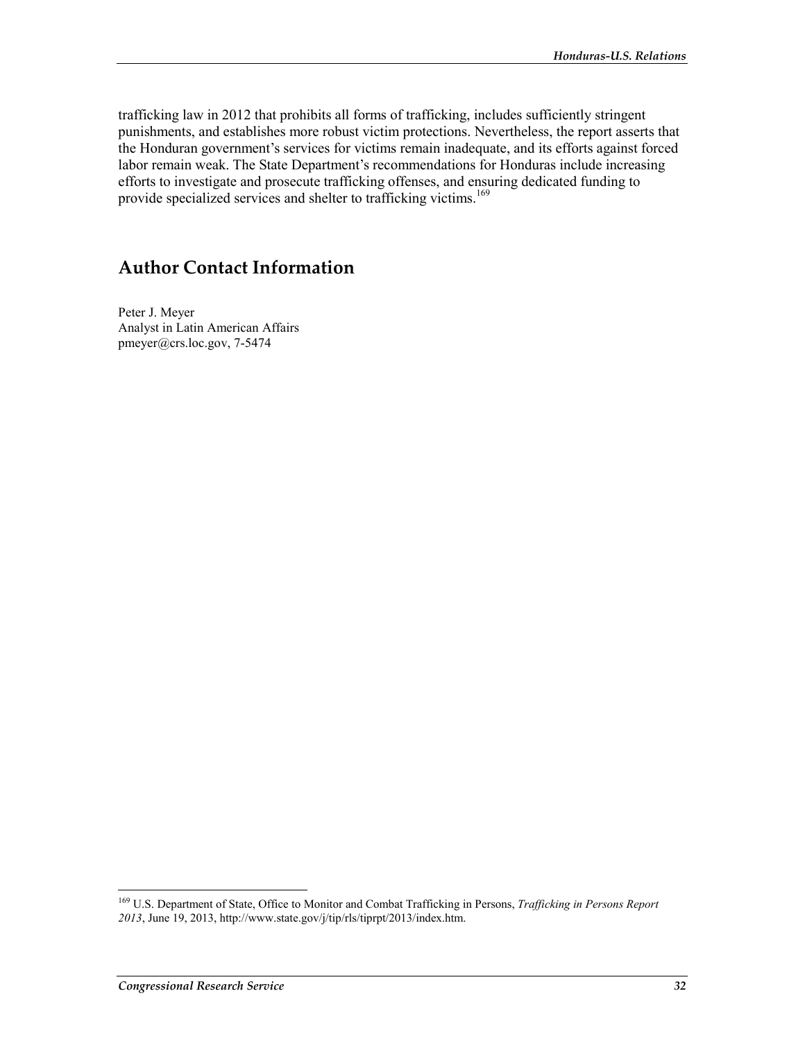trafficking law in 2012 that prohibits all forms of trafficking, includes sufficiently stringent punishments, and establishes more robust victim protections. Nevertheless, the report asserts that the Honduran government's services for victims remain inadequate, and its efforts against forced labor remain weak. The State Department's recommendations for Honduras include increasing efforts to investigate and prosecute trafficking offenses, and ensuring dedicated funding to provide specialized services and shelter to trafficking victims.[169]

## Author Contact Information

Peter J. Meyer
Analyst in Latin American Affairs
pmeyer@crs.loc.gov, 7-5474

[169] U.S. Department of State, Office to Monitor and Combat Trafficking in Persons, *Trafficking in Persons Report 2013*, June 19, 2013, http://www.state.gov/j/tip/rls/tiprpt/2013/index.htm.